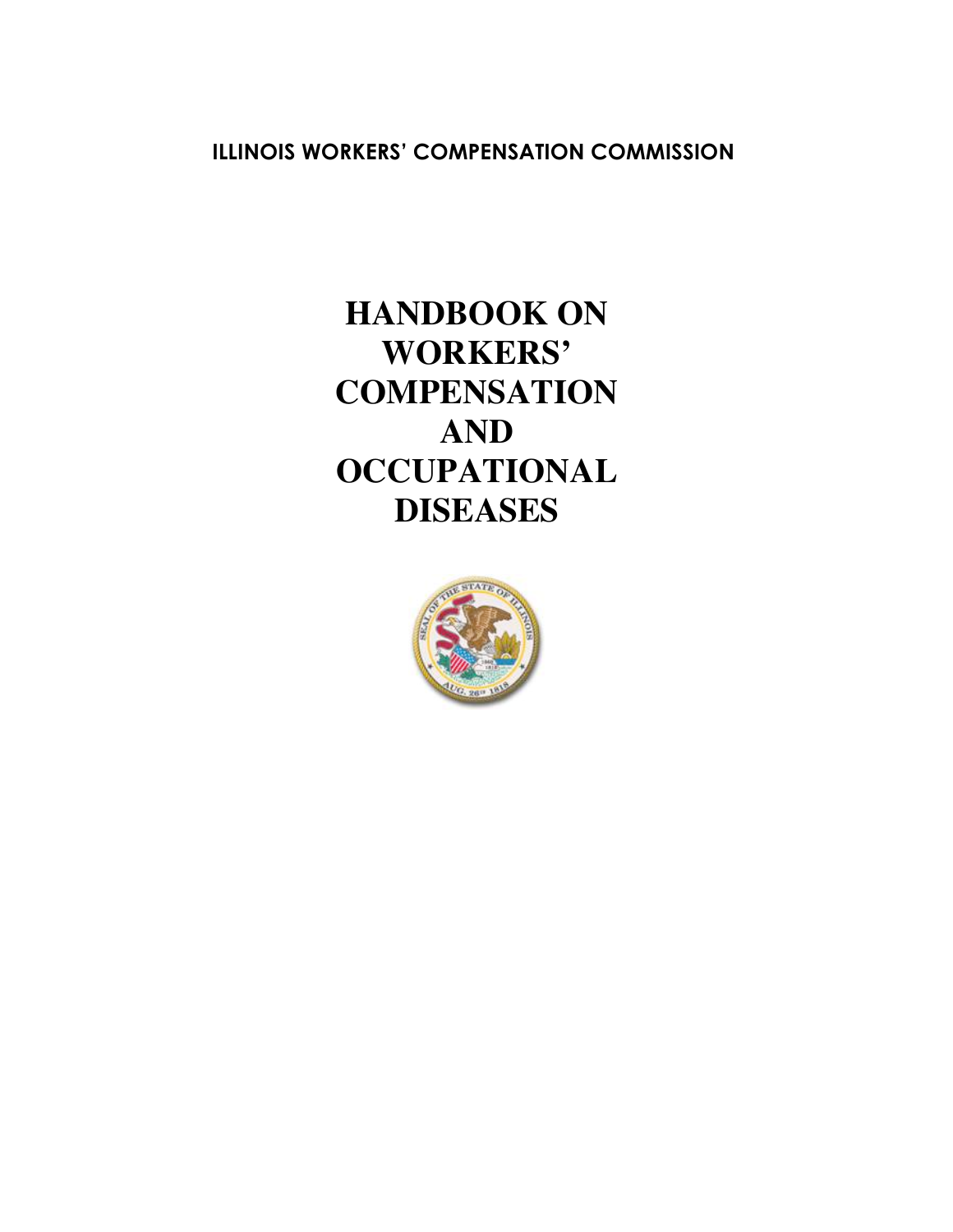**ILLINOIS WORKERS' COMPENSATION COMMISSION**

# HANDBOOK ON WORKERS' COMPENSATION AND OCCUPATIONAL DISEASES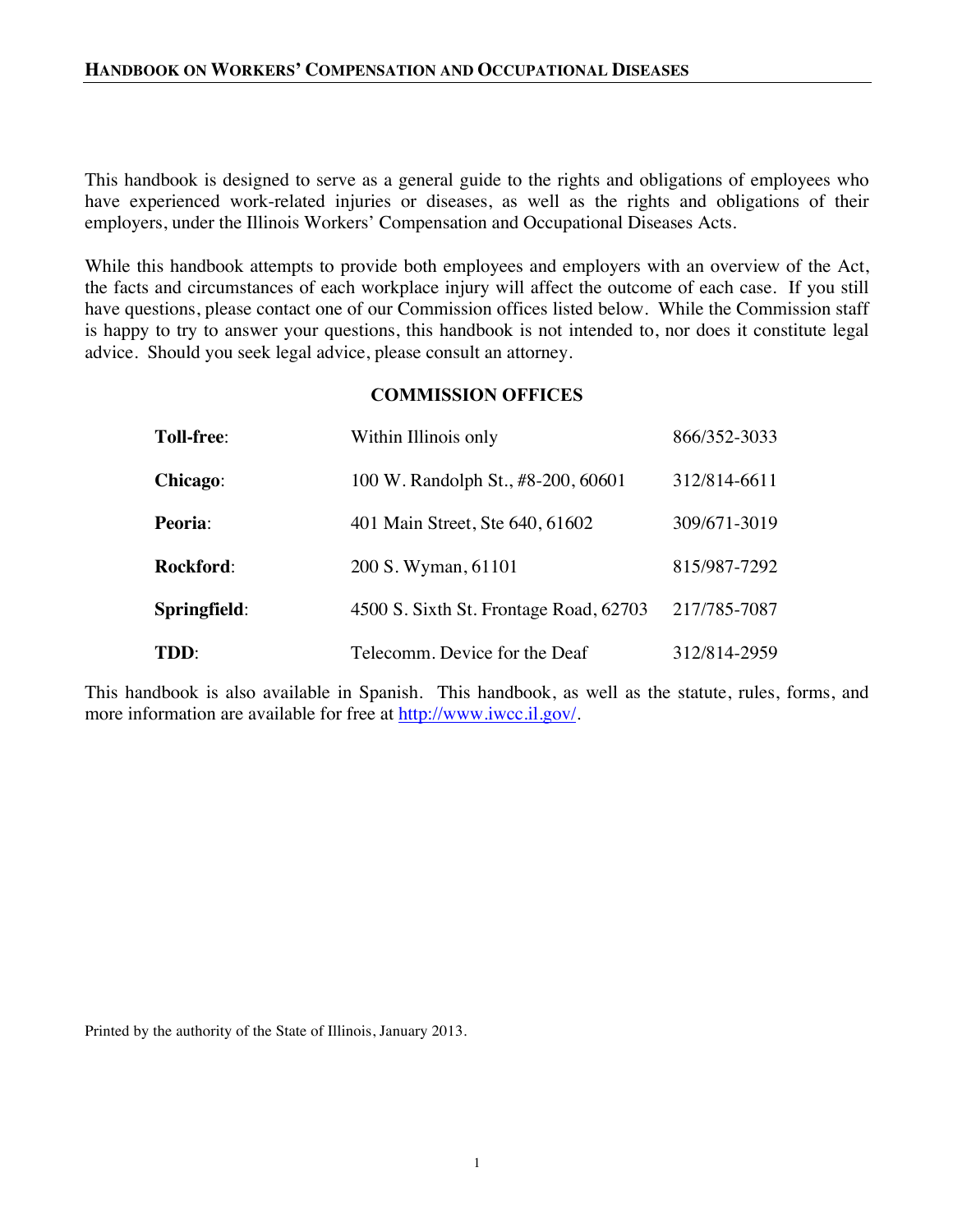This handbook is designed to serve as a general guide to the rights and obligations of employees who have experienced work-related injuries or diseases, as well as the rights and obligations of their employers, under the Illinois Workers' Compensation and Occupational Diseases Acts.

While this handbook attempts to provide both employees and employers with an overview of the Act, the facts and circumstances of each workplace injury will affect the outcome of each case. If you still have questions, please contact one of our Commission offices listed below. While the Commission staff is happy to try to answer your questions, this handbook is not intended to, nor does it constitute legal advice. Should you seek legal advice, please consult an attorney.

## COMMISSION OFFICES

| | | |
|---|---|---|
| **Toll-free**: | Within Illinois only | 866/352-3033 |
| **Chicago**: | 100 W. Randolph St., #8-200, 60601 | 312/814-6611 |
| **Peoria**: | 401 Main Street, Ste 640, 61602 | 309/671-3019 |
| **Rockford**: | 200 S. Wyman, 61101 | 815/987-7292 |
| **Springfield**: | 4500 S. Sixth St. Frontage Road, 62703 | 217/785-7087 |
| **TDD**: | Telecomm. Device for the Deaf | 312/814-2959 |

This handbook is also available in Spanish. This handbook, as well as the statute, rules, forms, and more information are available for free at http://www.iwcc.il.gov/.

Printed by the authority of the State of Illinois, January 2013.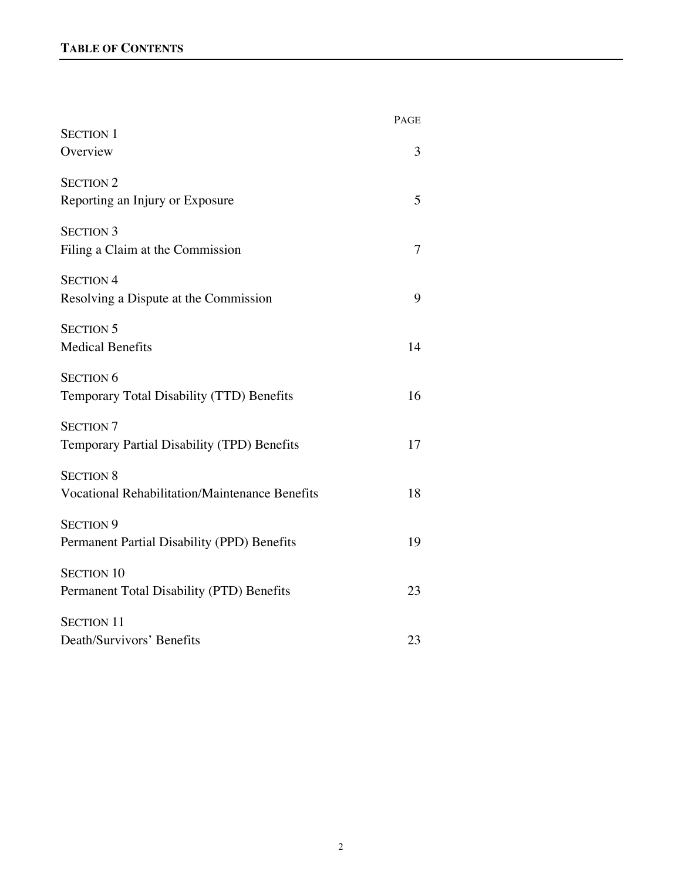## TABLE OF CONTENTS

| | PAGE |
|---|---|
| SECTION 1<br>Overview | 3 |
| SECTION 2<br>Reporting an Injury or Exposure | 5 |
| SECTION 3<br>Filing a Claim at the Commission | 7 |
| SECTION 4<br>Resolving a Dispute at the Commission | 9 |
| SECTION 5<br>Medical Benefits | 14 |
| SECTION 6<br>Temporary Total Disability (TTD) Benefits | 16 |
| SECTION 7<br>Temporary Partial Disability (TPD) Benefits | 17 |
| SECTION 8<br>Vocational Rehabilitation/Maintenance Benefits | 18 |
| SECTION 9<br>Permanent Partial Disability (PPD) Benefits | 19 |
| SECTION 10<br>Permanent Total Disability (PTD) Benefits | 23 |
| SECTION 11<br>Death/Survivors' Benefits | 23 |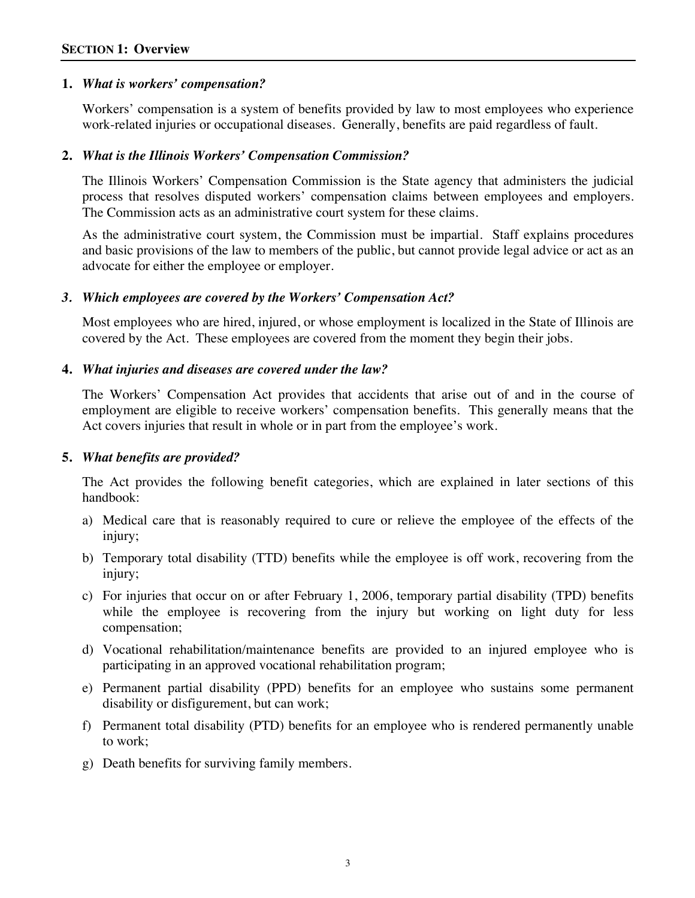## SECTION 1: Overview

**1.** ***What is workers' compensation?***

Workers' compensation is a system of benefits provided by law to most employees who experience work-related injuries or occupational diseases. Generally, benefits are paid regardless of fault.

**2.** ***What is the Illinois Workers' Compensation Commission?***

The Illinois Workers' Compensation Commission is the State agency that administers the judicial process that resolves disputed workers' compensation claims between employees and employers. The Commission acts as an administrative court system for these claims.

As the administrative court system, the Commission must be impartial. Staff explains procedures and basic provisions of the law to members of the public, but cannot provide legal advice or act as an advocate for either the employee or employer.

***3. Which employees are covered by the Workers' Compensation Act?***

Most employees who are hired, injured, or whose employment is localized in the State of Illinois are covered by the Act. These employees are covered from the moment they begin their jobs.

**4.** ***What injuries and diseases are covered under the law?***

The Workers' Compensation Act provides that accidents that arise out of and in the course of employment are eligible to receive workers' compensation benefits. This generally means that the Act covers injuries that result in whole or in part from the employee's work.

**5.** ***What benefits are provided?***

The Act provides the following benefit categories, which are explained in later sections of this handbook:

a) Medical care that is reasonably required to cure or relieve the employee of the effects of the injury;

b) Temporary total disability (TTD) benefits while the employee is off work, recovering from the injury;

c) For injuries that occur on or after February 1, 2006, temporary partial disability (TPD) benefits while the employee is recovering from the injury but working on light duty for less compensation;

d) Vocational rehabilitation/maintenance benefits are provided to an injured employee who is participating in an approved vocational rehabilitation program;

e) Permanent partial disability (PPD) benefits for an employee who sustains some permanent disability or disfigurement, but can work;

f) Permanent total disability (PTD) benefits for an employee who is rendered permanently unable to work;

g) Death benefits for surviving family members.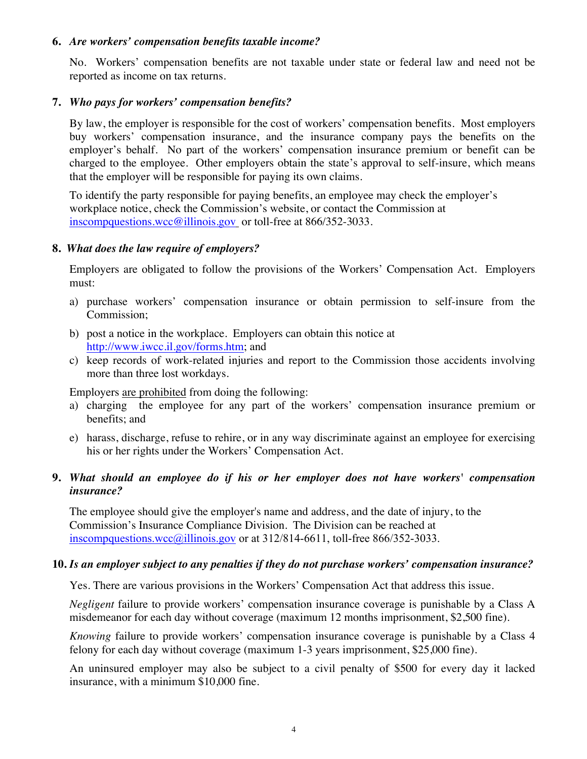**6. *Are workers' compensation benefits taxable income?***

No. Workers' compensation benefits are not taxable under state or federal law and need not be reported as income on tax returns.

**7. *Who pays for workers' compensation benefits?***

By law, the employer is responsible for the cost of workers' compensation benefits. Most employers buy workers' compensation insurance, and the insurance company pays the benefits on the employer's behalf. No part of the workers' compensation insurance premium or benefit can be charged to the employee. Other employers obtain the state's approval to self-insure, which means that the employer will be responsible for paying its own claims.

To identify the party responsible for paying benefits, an employee may check the employer's workplace notice, check the Commission's website, or contact the Commission at inscompquestions.wcc@illinois.gov or toll-free at 866/352-3033.

**8. *What does the law require of employers?***

Employers are obligated to follow the provisions of the Workers' Compensation Act. Employers must:

a) purchase workers' compensation insurance or obtain permission to self-insure from the Commission;

b) post a notice in the workplace. Employers can obtain this notice at http://www.iwcc.il.gov/forms.htm; and

c) keep records of work-related injuries and report to the Commission those accidents involving more than three lost workdays.

Employers are prohibited from doing the following:

a) charging the employee for any part of the workers' compensation insurance premium or benefits; and

e) harass, discharge, refuse to rehire, or in any way discriminate against an employee for exercising his or her rights under the Workers' Compensation Act.

**9. *What should an employee do if his or her employer does not have workers' compensation insurance?***

The employee should give the employer's name and address, and the date of injury, to the Commission's Insurance Compliance Division. The Division can be reached at inscompquestions.wcc@illinois.gov or at 312/814-6611, toll-free 866/352-3033.

**10. *Is an employer subject to any penalties if they do not purchase workers' compensation insurance?***

Yes. There are various provisions in the Workers' Compensation Act that address this issue.

*Negligent* failure to provide workers' compensation insurance coverage is punishable by a Class A misdemeanor for each day without coverage (maximum 12 months imprisonment, $2,500 fine).

*Knowing* failure to provide workers' compensation insurance coverage is punishable by a Class 4 felony for each day without coverage (maximum 1-3 years imprisonment, $25,000 fine).

An uninsured employer may also be subject to a civil penalty of $500 for every day it lacked insurance, with a minimum $10,000 fine.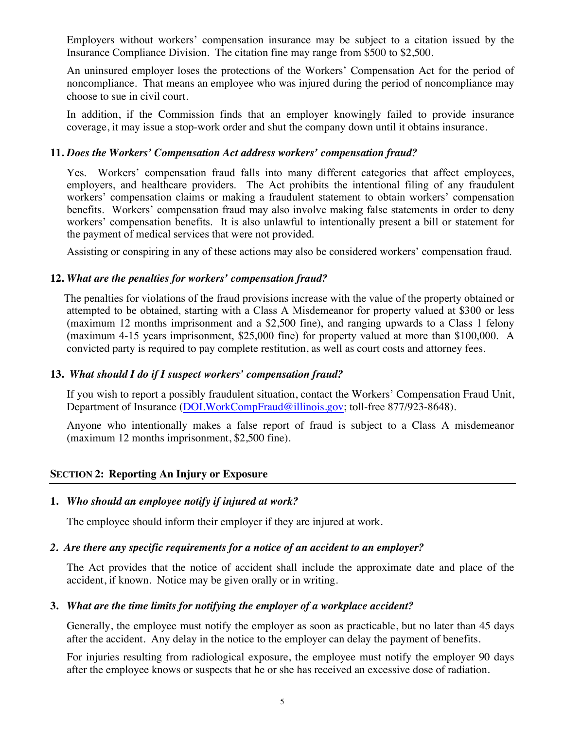Employers without workers' compensation insurance may be subject to a citation issued by the Insurance Compliance Division. The citation fine may range from $500 to $2,500.

An uninsured employer loses the protections of the Workers' Compensation Act for the period of noncompliance. That means an employee who was injured during the period of noncompliance may choose to sue in civil court.

In addition, if the Commission finds that an employer knowingly failed to provide insurance coverage, it may issue a stop-work order and shut the company down until it obtains insurance.

**11.** ***Does the Workers' Compensation Act address workers' compensation fraud?***

Yes. Workers' compensation fraud falls into many different categories that affect employees, employers, and healthcare providers. The Act prohibits the intentional filing of any fraudulent workers' compensation claims or making a fraudulent statement to obtain workers' compensation benefits. Workers' compensation fraud may also involve making false statements in order to deny workers' compensation benefits. It is also unlawful to intentionally present a bill or statement for the payment of medical services that were not provided.

Assisting or conspiring in any of these actions may also be considered workers' compensation fraud.

**12.** ***What are the penalties for workers' compensation fraud?***

The penalties for violations of the fraud provisions increase with the value of the property obtained or attempted to be obtained, starting with a Class A Misdemeanor for property valued at $300 or less (maximum 12 months imprisonment and a $2,500 fine), and ranging upwards to a Class 1 felony (maximum 4-15 years imprisonment, $25,000 fine) for property valued at more than $100,000. A convicted party is required to pay complete restitution, as well as court costs and attorney fees.

**13.** ***What should I do if I suspect workers' compensation fraud?***

If you wish to report a possibly fraudulent situation, contact the Workers' Compensation Fraud Unit, Department of Insurance (DOI.WorkCompFraud@illinois.gov; toll-free 877/923-8648).

Anyone who intentionally makes a false report of fraud is subject to a Class A misdemeanor (maximum 12 months imprisonment, $2,500 fine).

## SECTION 2: Reporting An Injury or Exposure

**1.** ***Who should an employee notify if injured at work?***

The employee should inform their employer if they are injured at work.

***2. Are there any specific requirements for a notice of an accident to an employer?***

The Act provides that the notice of accident shall include the approximate date and place of the accident, if known. Notice may be given orally or in writing.

**3.** ***What are the time limits for notifying the employer of a workplace accident?***

Generally, the employee must notify the employer as soon as practicable, but no later than 45 days after the accident. Any delay in the notice to the employer can delay the payment of benefits.

For injuries resulting from radiological exposure, the employee must notify the employer 90 days after the employee knows or suspects that he or she has received an excessive dose of radiation.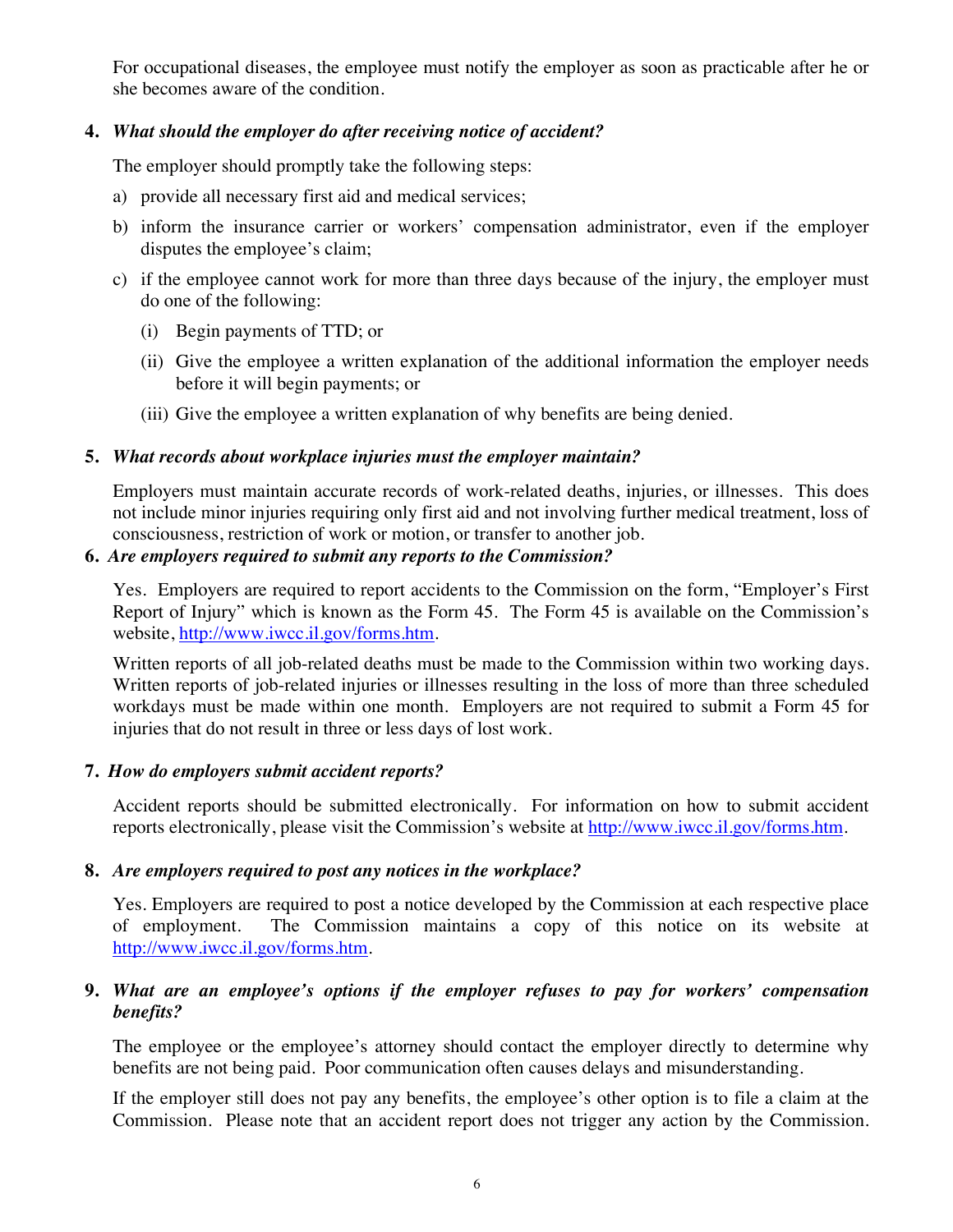For occupational diseases, the employee must notify the employer as soon as practicable after he or she becomes aware of the condition.

**4.** ***What should the employer do after receiving notice of accident?***

The employer should promptly take the following steps:

a) provide all necessary first aid and medical services;

b) inform the insurance carrier or workers' compensation administrator, even if the employer disputes the employee's claim;

c) if the employee cannot work for more than three days because of the injury, the employer must do one of the following:

   (i) Begin payments of TTD; or

   (ii) Give the employee a written explanation of the additional information the employer needs before it will begin payments; or

   (iii) Give the employee a written explanation of why benefits are being denied.

**5.** ***What records about workplace injuries must the employer maintain?***

Employers must maintain accurate records of work-related deaths, injuries, or illnesses. This does not include minor injuries requiring only first aid and not involving further medical treatment, loss of consciousness, restriction of work or motion, or transfer to another job.

**6.** ***Are employers required to submit any reports to the Commission?***

Yes. Employers are required to report accidents to the Commission on the form, "Employer's First Report of Injury" which is known as the Form 45. The Form 45 is available on the Commission's website, http://www.iwcc.il.gov/forms.htm.

Written reports of all job-related deaths must be made to the Commission within two working days. Written reports of job-related injuries or illnesses resulting in the loss of more than three scheduled workdays must be made within one month. Employers are not required to submit a Form 45 for injuries that do not result in three or less days of lost work.

**7.** ***How do employers submit accident reports?***

Accident reports should be submitted electronically. For information on how to submit accident reports electronically, please visit the Commission's website at http://www.iwcc.il.gov/forms.htm.

**8.** ***Are employers required to post any notices in the workplace?***

Yes. Employers are required to post a notice developed by the Commission at each respective place of employment. The Commission maintains a copy of this notice on its website at http://www.iwcc.il.gov/forms.htm.

**9.** ***What are an employee's options if the employer refuses to pay for workers' compensation benefits?***

The employee or the employee's attorney should contact the employer directly to determine why benefits are not being paid. Poor communication often causes delays and misunderstanding.

If the employer still does not pay any benefits, the employee's other option is to file a claim at the Commission. Please note that an accident report does not trigger any action by the Commission.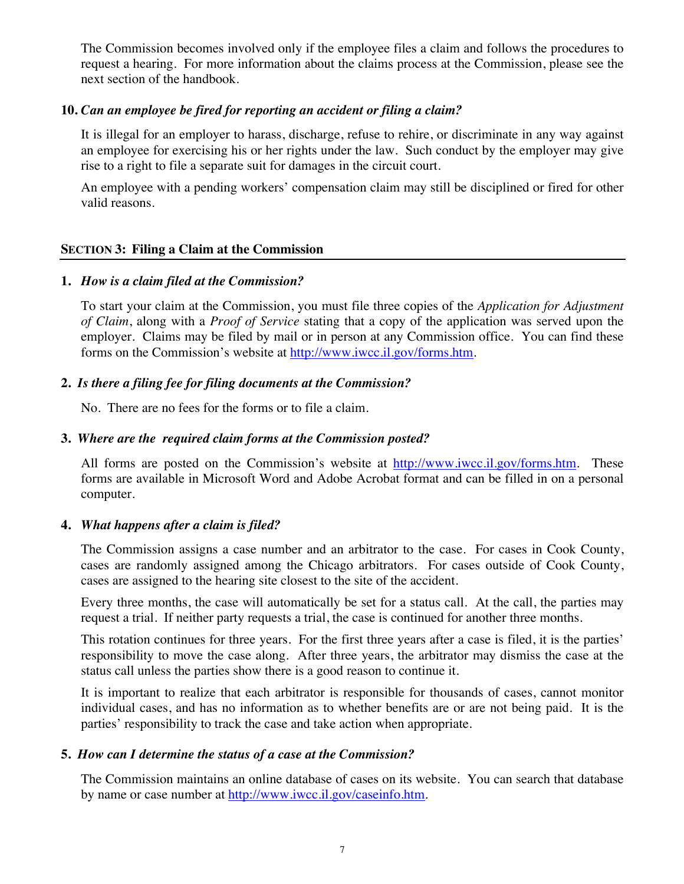The Commission becomes involved only if the employee files a claim and follows the procedures to request a hearing. For more information about the claims process at the Commission, please see the next section of the handbook.

**10.** ***Can an employee be fired for reporting an accident or filing a claim?***

It is illegal for an employer to harass, discharge, refuse to rehire, or discriminate in any way against an employee for exercising his or her rights under the law. Such conduct by the employer may give rise to a right to file a separate suit for damages in the circuit court.

An employee with a pending workers' compensation claim may still be disciplined or fired for other valid reasons.

## SECTION 3: Filing a Claim at the Commission

**1.** ***How is a claim filed at the Commission?***

To start your claim at the Commission, you must file three copies of the *Application for Adjustment of Claim*, along with a *Proof of Service* stating that a copy of the application was served upon the employer. Claims may be filed by mail or in person at any Commission office. You can find these forms on the Commission's website at [http://www.iwcc.il.gov/forms.htm](http://www.iwcc.il.gov/forms.htm).

**2.** ***Is there a filing fee for filing documents at the Commission?***

No. There are no fees for the forms or to file a claim.

**3.** ***Where are the required claim forms at the Commission posted?***

All forms are posted on the Commission's website at [http://www.iwcc.il.gov/forms.htm](http://www.iwcc.il.gov/forms.htm). These forms are available in Microsoft Word and Adobe Acrobat format and can be filled in on a personal computer.

**4.** ***What happens after a claim is filed?***

The Commission assigns a case number and an arbitrator to the case. For cases in Cook County, cases are randomly assigned among the Chicago arbitrators. For cases outside of Cook County, cases are assigned to the hearing site closest to the site of the accident.

Every three months, the case will automatically be set for a status call. At the call, the parties may request a trial. If neither party requests a trial, the case is continued for another three months.

This rotation continues for three years. For the first three years after a case is filed, it is the parties' responsibility to move the case along. After three years, the arbitrator may dismiss the case at the status call unless the parties show there is a good reason to continue it.

It is important to realize that each arbitrator is responsible for thousands of cases, cannot monitor individual cases, and has no information as to whether benefits are or are not being paid. It is the parties' responsibility to track the case and take action when appropriate.

**5.** ***How can I determine the status of a case at the Commission?***

The Commission maintains an online database of cases on its website. You can search that database by name or case number at [http://www.iwcc.il.gov/caseinfo.htm](http://www.iwcc.il.gov/caseinfo.htm).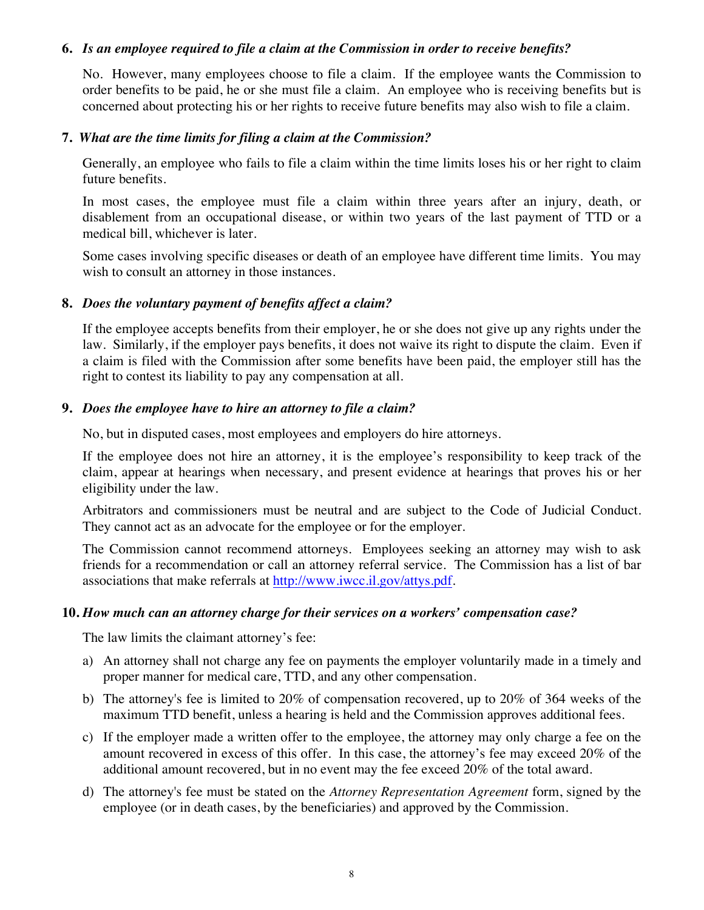**6.** ***Is an employee required to file a claim at the Commission in order to receive benefits?***

No. However, many employees choose to file a claim. If the employee wants the Commission to order benefits to be paid, he or she must file a claim. An employee who is receiving benefits but is concerned about protecting his or her rights to receive future benefits may also wish to file a claim.

**7.** ***What are the time limits for filing a claim at the Commission?***

Generally, an employee who fails to file a claim within the time limits loses his or her right to claim future benefits.

In most cases, the employee must file a claim within three years after an injury, death, or disablement from an occupational disease, or within two years of the last payment of TTD or a medical bill, whichever is later.

Some cases involving specific diseases or death of an employee have different time limits. You may wish to consult an attorney in those instances.

**8.** ***Does the voluntary payment of benefits affect a claim?***

If the employee accepts benefits from their employer, he or she does not give up any rights under the law. Similarly, if the employer pays benefits, it does not waive its right to dispute the claim. Even if a claim is filed with the Commission after some benefits have been paid, the employer still has the right to contest its liability to pay any compensation at all.

**9.** ***Does the employee have to hire an attorney to file a claim?***

No, but in disputed cases, most employees and employers do hire attorneys.

If the employee does not hire an attorney, it is the employee's responsibility to keep track of the claim, appear at hearings when necessary, and present evidence at hearings that proves his or her eligibility under the law.

Arbitrators and commissioners must be neutral and are subject to the Code of Judicial Conduct. They cannot act as an advocate for the employee or for the employer.

The Commission cannot recommend attorneys. Employees seeking an attorney may wish to ask friends for a recommendation or call an attorney referral service. The Commission has a list of bar associations that make referrals at http://www.iwcc.il.gov/attys.pdf.

**10.** ***How much can an attorney charge for their services on a workers' compensation case?***

The law limits the claimant attorney's fee:

a) An attorney shall not charge any fee on payments the employer voluntarily made in a timely and proper manner for medical care, TTD, and any other compensation.

b) The attorney's fee is limited to 20% of compensation recovered, up to 20% of 364 weeks of the maximum TTD benefit, unless a hearing is held and the Commission approves additional fees.

c) If the employer made a written offer to the employee, the attorney may only charge a fee on the amount recovered in excess of this offer. In this case, the attorney's fee may exceed 20% of the additional amount recovered, but in no event may the fee exceed 20% of the total award.

d) The attorney's fee must be stated on the *Attorney Representation Agreement* form, signed by the employee (or in death cases, by the beneficiaries) and approved by the Commission.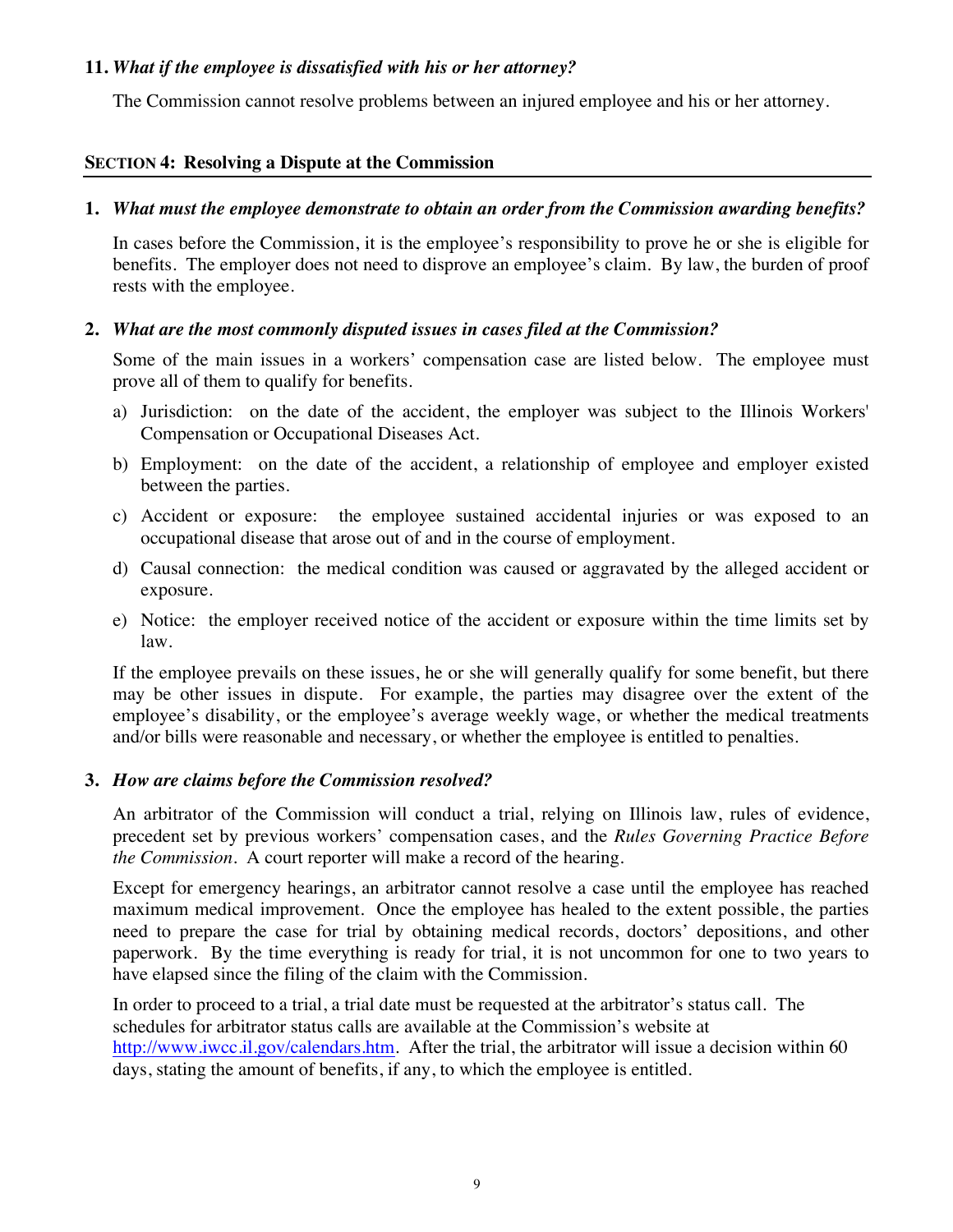**11.** ***What if the employee is dissatisfied with his or her attorney?***

The Commission cannot resolve problems between an injured employee and his or her attorney.

## SECTION 4: Resolving a Dispute at the Commission

**1.** ***What must the employee demonstrate to obtain an order from the Commission awarding benefits?***

In cases before the Commission, it is the employee's responsibility to prove he or she is eligible for benefits. The employer does not need to disprove an employee's claim. By law, the burden of proof rests with the employee.

**2.** ***What are the most commonly disputed issues in cases filed at the Commission?***

Some of the main issues in a workers' compensation case are listed below. The employee must prove all of them to qualify for benefits.

a) Jurisdiction: on the date of the accident, the employer was subject to the Illinois Workers' Compensation or Occupational Diseases Act.

b) Employment: on the date of the accident, a relationship of employee and employer existed between the parties.

c) Accident or exposure: the employee sustained accidental injuries or was exposed to an occupational disease that arose out of and in the course of employment.

d) Causal connection: the medical condition was caused or aggravated by the alleged accident or exposure.

e) Notice: the employer received notice of the accident or exposure within the time limits set by law.

If the employee prevails on these issues, he or she will generally qualify for some benefit, but there may be other issues in dispute. For example, the parties may disagree over the extent of the employee's disability, or the employee's average weekly wage, or whether the medical treatments and/or bills were reasonable and necessary, or whether the employee is entitled to penalties.

**3.** ***How are claims before the Commission resolved?***

An arbitrator of the Commission will conduct a trial, relying on Illinois law, rules of evidence, precedent set by previous workers' compensation cases, and the *Rules Governing Practice Before the Commission*. A court reporter will make a record of the hearing.

Except for emergency hearings, an arbitrator cannot resolve a case until the employee has reached maximum medical improvement. Once the employee has healed to the extent possible, the parties need to prepare the case for trial by obtaining medical records, doctors' depositions, and other paperwork. By the time everything is ready for trial, it is not uncommon for one to two years to have elapsed since the filing of the claim with the Commission.

In order to proceed to a trial, a trial date must be requested at the arbitrator's status call. The schedules for arbitrator status calls are available at the Commission's website at http://www.iwcc.il.gov/calendars.htm. After the trial, the arbitrator will issue a decision within 60 days, stating the amount of benefits, if any, to which the employee is entitled.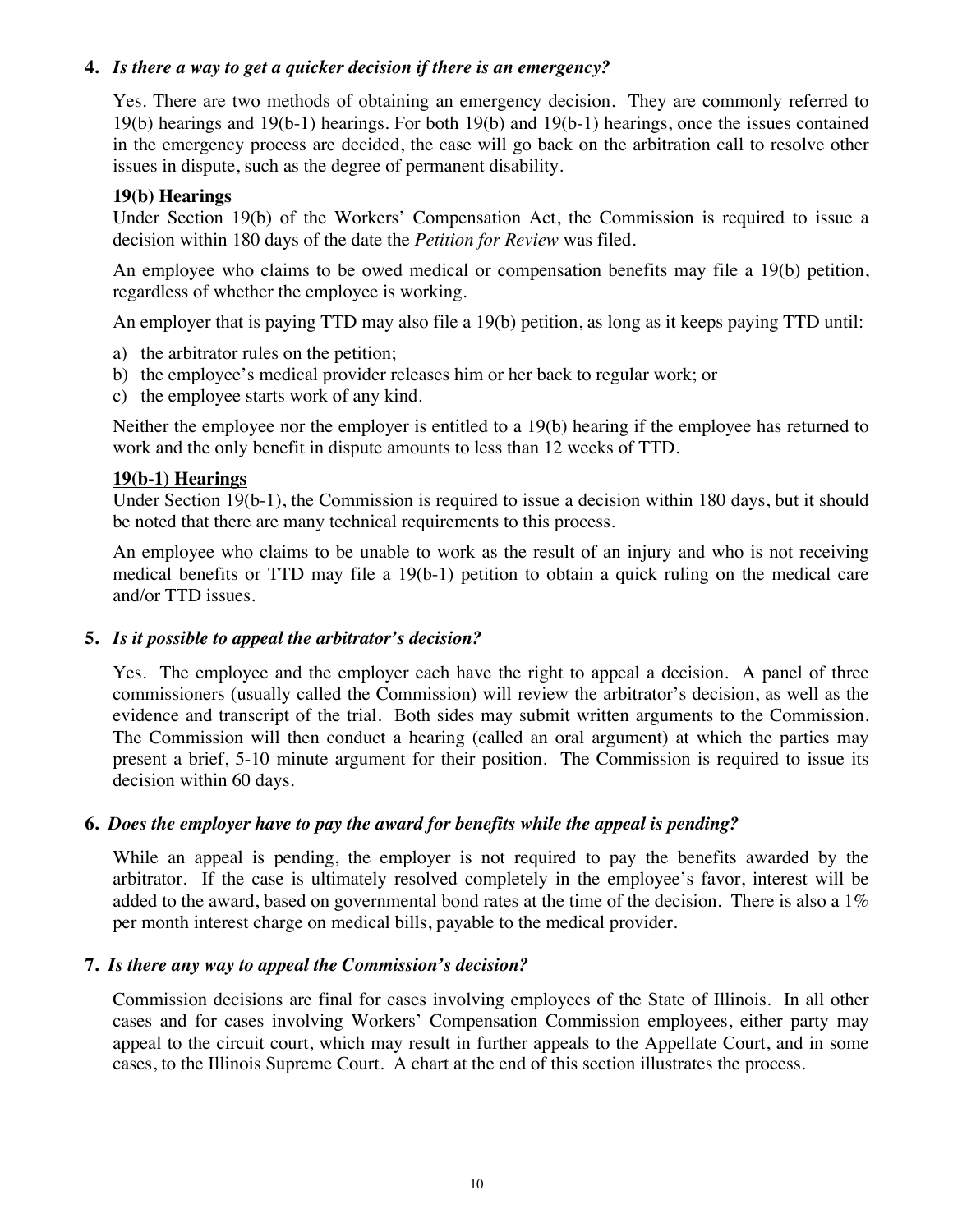**4.** ***Is there a way to get a quicker decision if there is an emergency?***

Yes. There are two methods of obtaining an emergency decision. They are commonly referred to 19(b) hearings and 19(b-1) hearings. For both 19(b) and 19(b-1) hearings, once the issues contained in the emergency process are decided, the case will go back on the arbitration call to resolve other issues in dispute, such as the degree of permanent disability.

**19(b) Hearings**

Under Section 19(b) of the Workers' Compensation Act, the Commission is required to issue a decision within 180 days of the date the *Petition for Review* was filed.

An employee who claims to be owed medical or compensation benefits may file a 19(b) petition, regardless of whether the employee is working.

An employer that is paying TTD may also file a 19(b) petition, as long as it keeps paying TTD until:

a) the arbitrator rules on the petition;
b) the employee's medical provider releases him or her back to regular work; or
c) the employee starts work of any kind.

Neither the employee nor the employer is entitled to a 19(b) hearing if the employee has returned to work and the only benefit in dispute amounts to less than 12 weeks of TTD.

**19(b-1) Hearings**

Under Section 19(b-1), the Commission is required to issue a decision within 180 days, but it should be noted that there are many technical requirements to this process.

An employee who claims to be unable to work as the result of an injury and who is not receiving medical benefits or TTD may file a 19(b-1) petition to obtain a quick ruling on the medical care and/or TTD issues.

**5.** ***Is it possible to appeal the arbitrator's decision?***

Yes. The employee and the employer each have the right to appeal a decision. A panel of three commissioners (usually called the Commission) will review the arbitrator's decision, as well as the evidence and transcript of the trial. Both sides may submit written arguments to the Commission. The Commission will then conduct a hearing (called an oral argument) at which the parties may present a brief, 5-10 minute argument for their position. The Commission is required to issue its decision within 60 days.

**6.** ***Does the employer have to pay the award for benefits while the appeal is pending?***

While an appeal is pending, the employer is not required to pay the benefits awarded by the arbitrator. If the case is ultimately resolved completely in the employee's favor, interest will be added to the award, based on governmental bond rates at the time of the decision. There is also a 1% per month interest charge on medical bills, payable to the medical provider.

**7.** ***Is there any way to appeal the Commission's decision?***

Commission decisions are final for cases involving employees of the State of Illinois. In all other cases and for cases involving Workers' Compensation Commission employees, either party may appeal to the circuit court, which may result in further appeals to the Appellate Court, and in some cases, to the Illinois Supreme Court. A chart at the end of this section illustrates the process.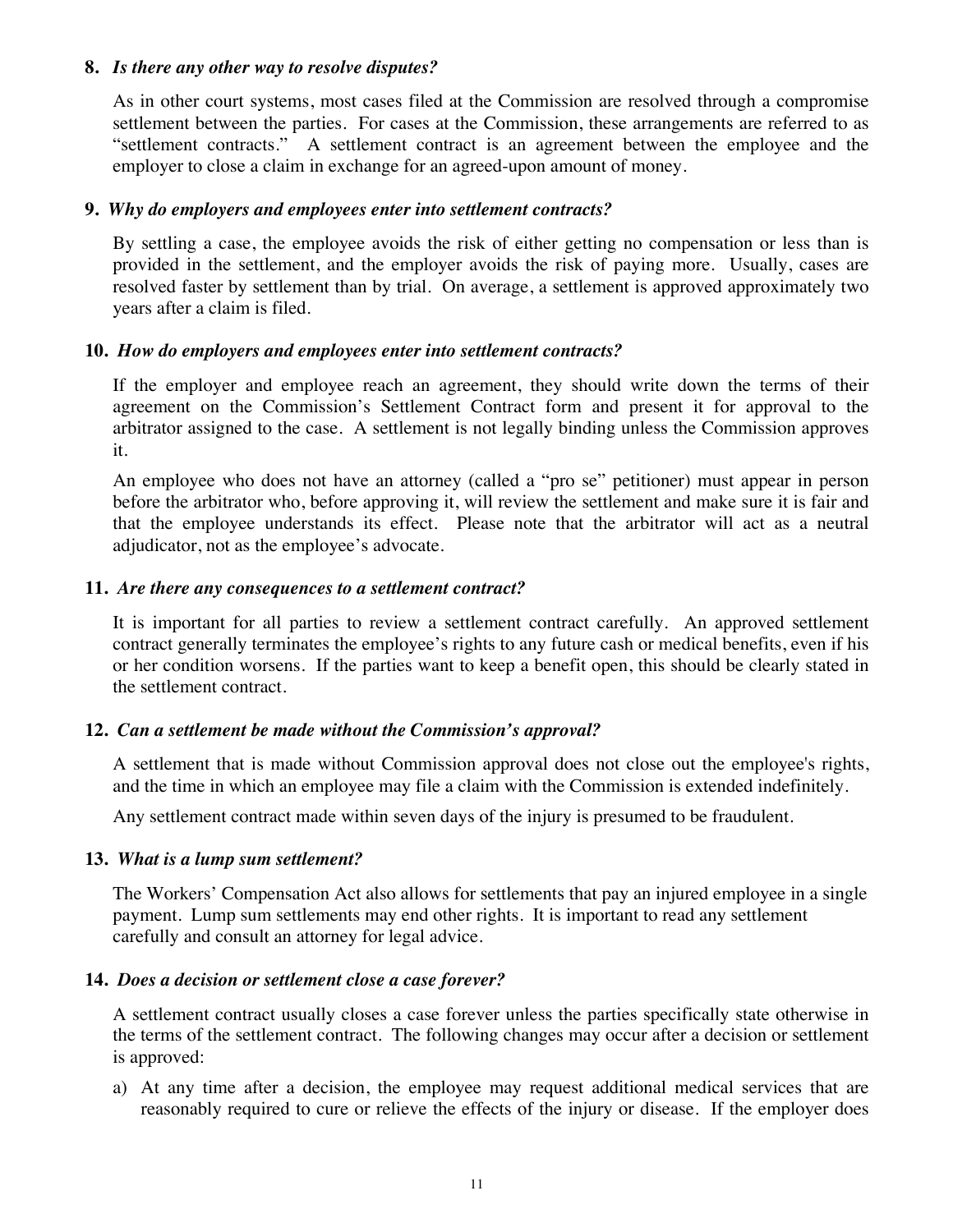**8.** ***Is there any other way to resolve disputes?***

As in other court systems, most cases filed at the Commission are resolved through a compromise settlement between the parties. For cases at the Commission, these arrangements are referred to as "settlement contracts." A settlement contract is an agreement between the employee and the employer to close a claim in exchange for an agreed-upon amount of money.

**9.** ***Why do employers and employees enter into settlement contracts?***

By settling a case, the employee avoids the risk of either getting no compensation or less than is provided in the settlement, and the employer avoids the risk of paying more. Usually, cases are resolved faster by settlement than by trial. On average, a settlement is approved approximately two years after a claim is filed.

**10.** ***How do employers and employees enter into settlement contracts?***

If the employer and employee reach an agreement, they should write down the terms of their agreement on the Commission's Settlement Contract form and present it for approval to the arbitrator assigned to the case. A settlement is not legally binding unless the Commission approves it.

An employee who does not have an attorney (called a "pro se" petitioner) must appear in person before the arbitrator who, before approving it, will review the settlement and make sure it is fair and that the employee understands its effect. Please note that the arbitrator will act as a neutral adjudicator, not as the employee's advocate.

**11.** ***Are there any consequences to a settlement contract?***

It is important for all parties to review a settlement contract carefully. An approved settlement contract generally terminates the employee's rights to any future cash or medical benefits, even if his or her condition worsens. If the parties want to keep a benefit open, this should be clearly stated in the settlement contract.

**12.** ***Can a settlement be made without the Commission's approval?***

A settlement that is made without Commission approval does not close out the employee's rights, and the time in which an employee may file a claim with the Commission is extended indefinitely.

Any settlement contract made within seven days of the injury is presumed to be fraudulent.

**13.** ***What is a lump sum settlement?***

The Workers' Compensation Act also allows for settlements that pay an injured employee in a single payment. Lump sum settlements may end other rights. It is important to read any settlement carefully and consult an attorney for legal advice.

**14.** ***Does a decision or settlement close a case forever?***

A settlement contract usually closes a case forever unless the parties specifically state otherwise in the terms of the settlement contract. The following changes may occur after a decision or settlement is approved:

a) At any time after a decision, the employee may request additional medical services that are reasonably required to cure or relieve the effects of the injury or disease. If the employer does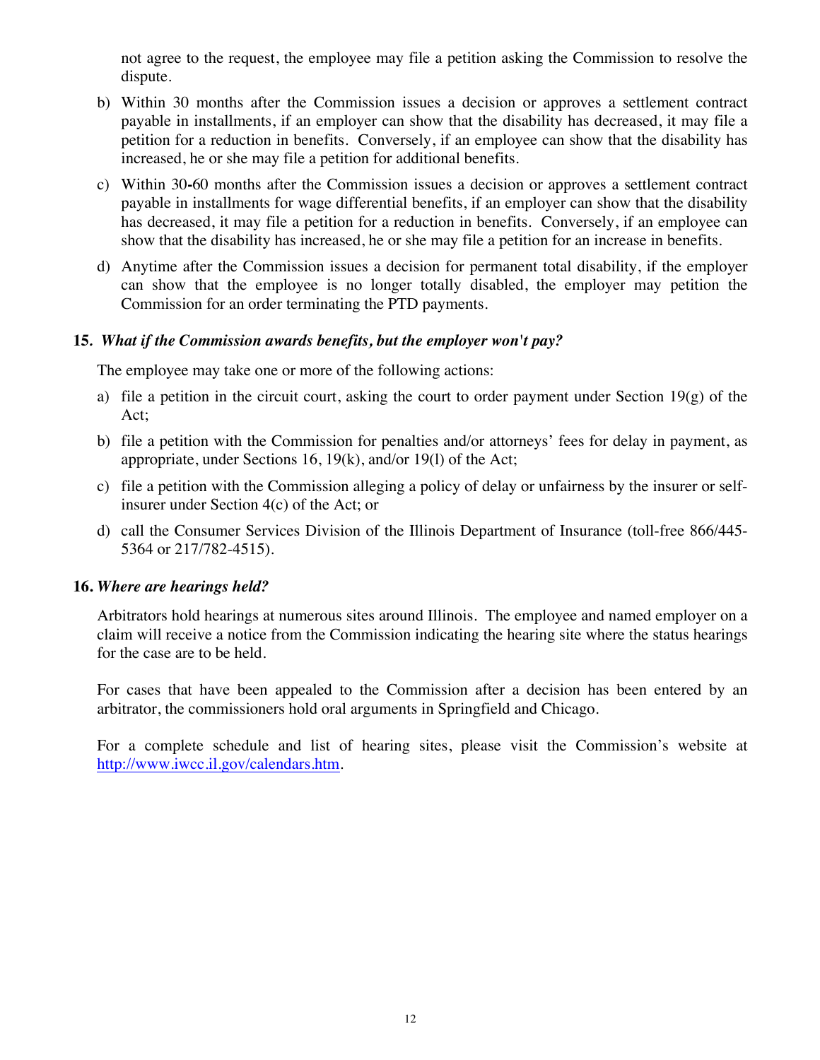not agree to the request, the employee may file a petition asking the Commission to resolve the dispute.

b) Within 30 months after the Commission issues a decision or approves a settlement contract payable in installments, if an employer can show that the disability has decreased, it may file a petition for a reduction in benefits. Conversely, if an employee can show that the disability has increased, he or she may file a petition for additional benefits.

c) Within 30-60 months after the Commission issues a decision or approves a settlement contract payable in installments for wage differential benefits, if an employer can show that the disability has decreased, it may file a petition for a reduction in benefits. Conversely, if an employee can show that the disability has increased, he or she may file a petition for an increase in benefits.

d) Anytime after the Commission issues a decision for permanent total disability, if the employer can show that the employee is no longer totally disabled, the employer may petition the Commission for an order terminating the PTD payments.

**15.** ***What if the Commission awards benefits, but the employer won't pay?***

The employee may take one or more of the following actions:

a) file a petition in the circuit court, asking the court to order payment under Section 19(g) of the Act;

b) file a petition with the Commission for penalties and/or attorneys' fees for delay in payment, as appropriate, under Sections 16, 19(k), and/or 19(l) of the Act;

c) file a petition with the Commission alleging a policy of delay or unfairness by the insurer or self-insurer under Section 4(c) of the Act; or

d) call the Consumer Services Division of the Illinois Department of Insurance (toll-free 866/445-5364 or 217/782-4515).

**16.** ***Where are hearings held?***

Arbitrators hold hearings at numerous sites around Illinois. The employee and named employer on a claim will receive a notice from the Commission indicating the hearing site where the status hearings for the case are to be held.

For cases that have been appealed to the Commission after a decision has been entered by an arbitrator, the commissioners hold oral arguments in Springfield and Chicago.

For a complete schedule and list of hearing sites, please visit the Commission's website at http://www.iwcc.il.gov/calendars.htm.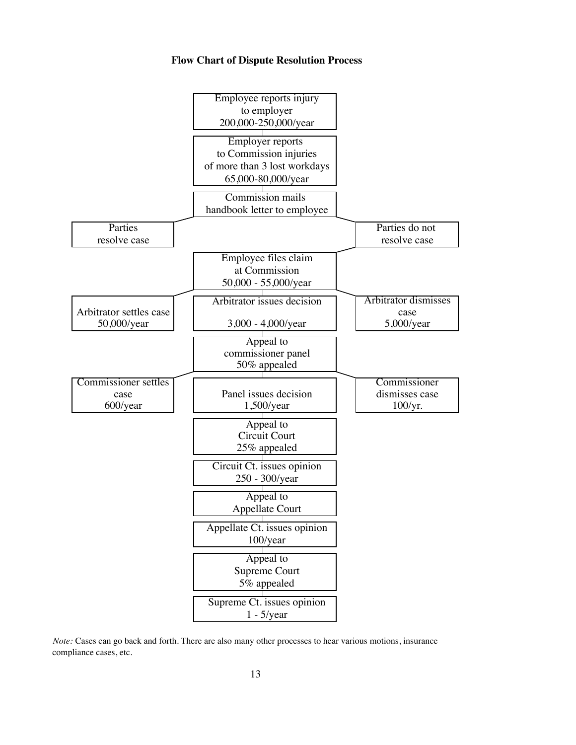**Flow Chart of Dispute Resolution Process**

Employee reports injury to employer 200,000-250,000/year

Employer reports to Commission injuries of more than 3 lost workdays 65,000-80,000/year

Commission mails handbook letter to employee

| Parties resolve case | | Parties do not resolve case |
|---|---|---|

Employee files claim at Commission 50,000 - 55,000/year

| Arbitrator settles case 50,000/year | Arbitrator issues decision 3,000 - 4,000/year | Arbitrator dismisses case 5,000/year |
|---|---|---|

Appeal to commissioner panel 50% appealed

| Commissioner settles case 600/year | Panel issues decision 1,500/year | Commissioner dismisses case 100/yr. |
|---|---|---|

Appeal to Circuit Court 25% appealed

Circuit Ct. issues opinion 250 - 300/year

Appeal to Appellate Court

Appellate Ct. issues opinion 100/year

Appeal to Supreme Court 5% appealed

Supreme Ct. issues opinion 1 - 5/year

*Note:* Cases can go back and forth. There are also many other processes to hear various motions, insurance compliance cases, etc.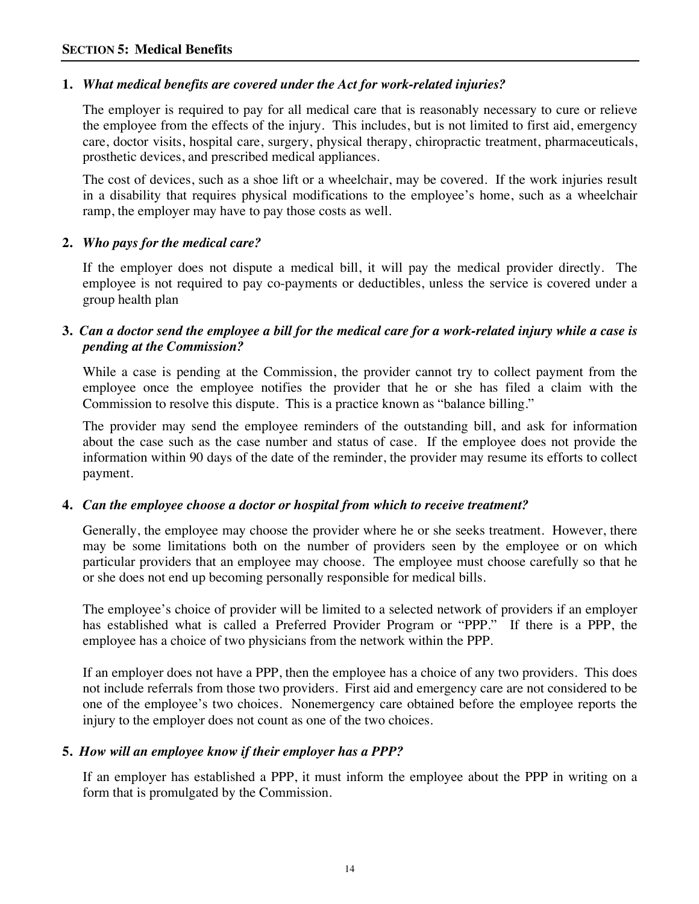## SECTION 5: Medical Benefits

**1.** ***What medical benefits are covered under the Act for work-related injuries?***

The employer is required to pay for all medical care that is reasonably necessary to cure or relieve the employee from the effects of the injury. This includes, but is not limited to first aid, emergency care, doctor visits, hospital care, surgery, physical therapy, chiropractic treatment, pharmaceuticals, prosthetic devices, and prescribed medical appliances.

The cost of devices, such as a shoe lift or a wheelchair, may be covered. If the work injuries result in a disability that requires physical modifications to the employee's home, such as a wheelchair ramp, the employer may have to pay those costs as well.

**2.** ***Who pays for the medical care?***

If the employer does not dispute a medical bill, it will pay the medical provider directly. The employee is not required to pay co-payments or deductibles, unless the service is covered under a group health plan

**3.** ***Can a doctor send the employee a bill for the medical care for a work-related injury while a case is pending at the Commission?***

While a case is pending at the Commission, the provider cannot try to collect payment from the employee once the employee notifies the provider that he or she has filed a claim with the Commission to resolve this dispute. This is a practice known as "balance billing."

The provider may send the employee reminders of the outstanding bill, and ask for information about the case such as the case number and status of case. If the employee does not provide the information within 90 days of the date of the reminder, the provider may resume its efforts to collect payment.

**4.** ***Can the employee choose a doctor or hospital from which to receive treatment?***

Generally, the employee may choose the provider where he or she seeks treatment. However, there may be some limitations both on the number of providers seen by the employee or on which particular providers that an employee may choose. The employee must choose carefully so that he or she does not end up becoming personally responsible for medical bills.

The employee's choice of provider will be limited to a selected network of providers if an employer has established what is called a Preferred Provider Program or "PPP." If there is a PPP, the employee has a choice of two physicians from the network within the PPP.

If an employer does not have a PPP, then the employee has a choice of any two providers. This does not include referrals from those two providers. First aid and emergency care are not considered to be one of the employee's two choices. Nonemergency care obtained before the employee reports the injury to the employer does not count as one of the two choices.

**5.** ***How will an employee know if their employer has a PPP?***

If an employer has established a PPP, it must inform the employee about the PPP in writing on a form that is promulgated by the Commission.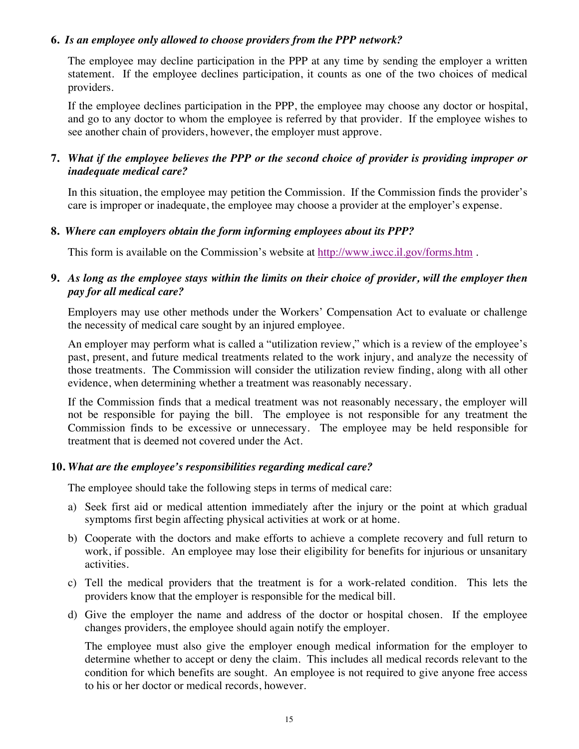**6.** ***Is an employee only allowed to choose providers from the PPP network?***

The employee may decline participation in the PPP at any time by sending the employer a written statement. If the employee declines participation, it counts as one of the two choices of medical providers.

If the employee declines participation in the PPP, the employee may choose any doctor or hospital, and go to any doctor to whom the employee is referred by that provider. If the employee wishes to see another chain of providers, however, the employer must approve.

**7.** ***What if the employee believes the PPP or the second choice of provider is providing improper or inadequate medical care?***

In this situation, the employee may petition the Commission. If the Commission finds the provider's care is improper or inadequate, the employee may choose a provider at the employer's expense.

**8.** ***Where can employers obtain the form informing employees about its PPP?***

This form is available on the Commission's website at http://www.iwcc.il.gov/forms.htm .

**9.** ***As long as the employee stays within the limits on their choice of provider, will the employer then pay for all medical care?***

Employers may use other methods under the Workers' Compensation Act to evaluate or challenge the necessity of medical care sought by an injured employee.

An employer may perform what is called a "utilization review," which is a review of the employee's past, present, and future medical treatments related to the work injury, and analyze the necessity of those treatments. The Commission will consider the utilization review finding, along with all other evidence, when determining whether a treatment was reasonably necessary.

If the Commission finds that a medical treatment was not reasonably necessary, the employer will not be responsible for paying the bill. The employee is not responsible for any treatment the Commission finds to be excessive or unnecessary. The employee may be held responsible for treatment that is deemed not covered under the Act.

**10.** ***What are the employee's responsibilities regarding medical care?***

The employee should take the following steps in terms of medical care:

a) Seek first aid or medical attention immediately after the injury or the point at which gradual symptoms first begin affecting physical activities at work or at home.

b) Cooperate with the doctors and make efforts to achieve a complete recovery and full return to work, if possible. An employee may lose their eligibility for benefits for injurious or unsanitary activities.

c) Tell the medical providers that the treatment is for a work-related condition. This lets the providers know that the employer is responsible for the medical bill.

d) Give the employer the name and address of the doctor or hospital chosen. If the employee changes providers, the employee should again notify the employer.

The employee must also give the employer enough medical information for the employer to determine whether to accept or deny the claim. This includes all medical records relevant to the condition for which benefits are sought. An employee is not required to give anyone free access to his or her doctor or medical records, however.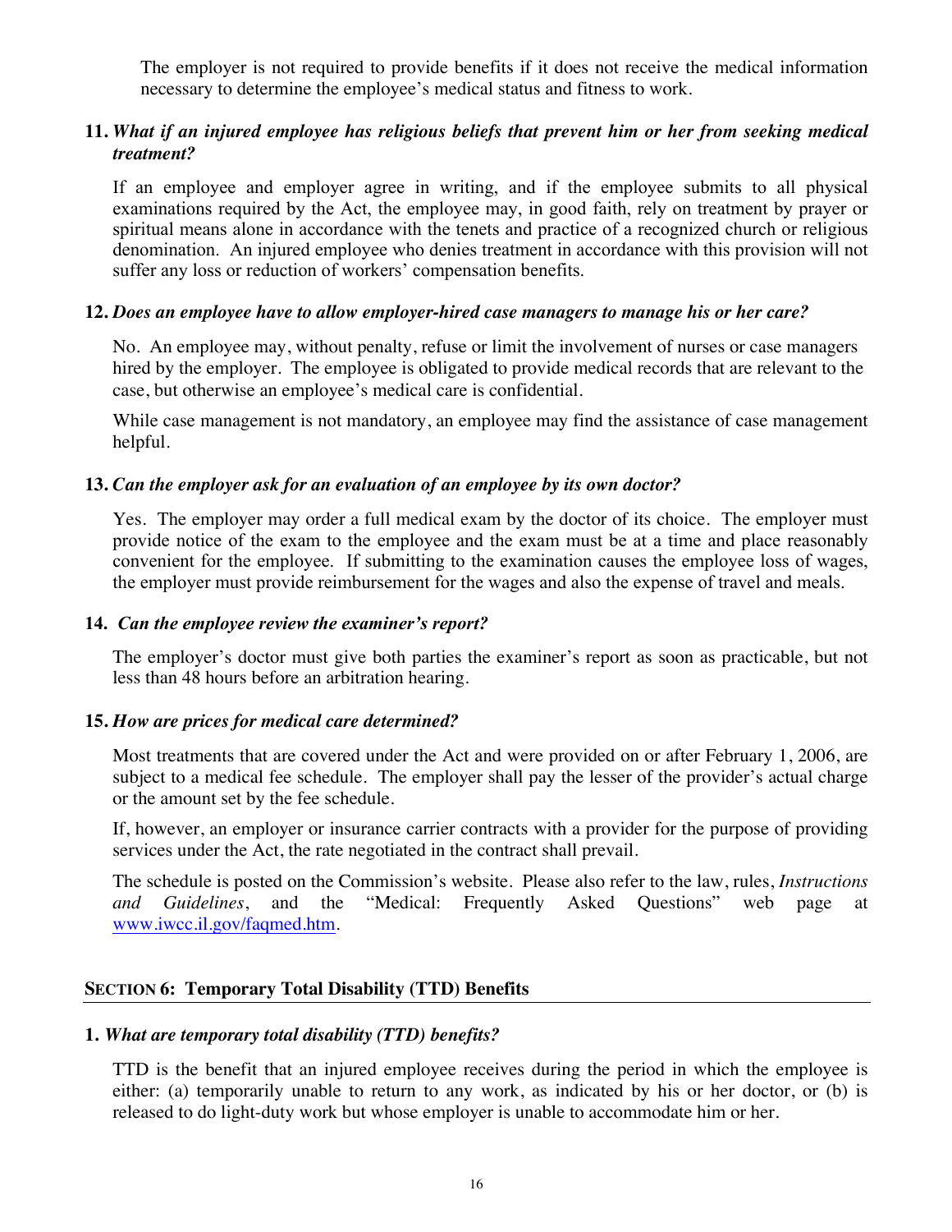The employer is not required to provide benefits if it does not receive the medical information necessary to determine the employee's medical status and fitness to work.

**11.** ***What if an injured employee has religious beliefs that prevent him or her from seeking medical treatment?***

If an employee and employer agree in writing, and if the employee submits to all physical examinations required by the Act, the employee may, in good faith, rely on treatment by prayer or spiritual means alone in accordance with the tenets and practice of a recognized church or religious denomination. An injured employee who denies treatment in accordance with this provision will not suffer any loss or reduction of workers' compensation benefits.

**12.** ***Does an employee have to allow employer-hired case managers to manage his or her care?***

No. An employee may, without penalty, refuse or limit the involvement of nurses or case managers hired by the employer. The employee is obligated to provide medical records that are relevant to the case, but otherwise an employee's medical care is confidential.

While case management is not mandatory, an employee may find the assistance of case management helpful.

**13.** ***Can the employer ask for an evaluation of an employee by its own doctor?***

Yes. The employer may order a full medical exam by the doctor of its choice. The employer must provide notice of the exam to the employee and the exam must be at a time and place reasonably convenient for the employee. If submitting to the examination causes the employee loss of wages, the employer must provide reimbursement for the wages and also the expense of travel and meals.

**14.** ***Can the employee review the examiner's report?***

The employer's doctor must give both parties the examiner's report as soon as practicable, but not less than 48 hours before an arbitration hearing.

**15.** ***How are prices for medical care determined?***

Most treatments that are covered under the Act and were provided on or after February 1, 2006, are subject to a medical fee schedule. The employer shall pay the lesser of the provider's actual charge or the amount set by the fee schedule.

If, however, an employer or insurance carrier contracts with a provider for the purpose of providing services under the Act, the rate negotiated in the contract shall prevail.

The schedule is posted on the Commission's website. Please also refer to the law, rules, *Instructions and Guidelines*, and the "Medical: Frequently Asked Questions" web page at www.iwcc.il.gov/faqmed.htm.

## SECTION 6: Temporary Total Disability (TTD) Benefits

**1.** ***What are temporary total disability (TTD) benefits?***

TTD is the benefit that an injured employee receives during the period in which the employee is either: (a) temporarily unable to return to any work, as indicated by his or her doctor, or (b) is released to do light-duty work but whose employer is unable to accommodate him or her.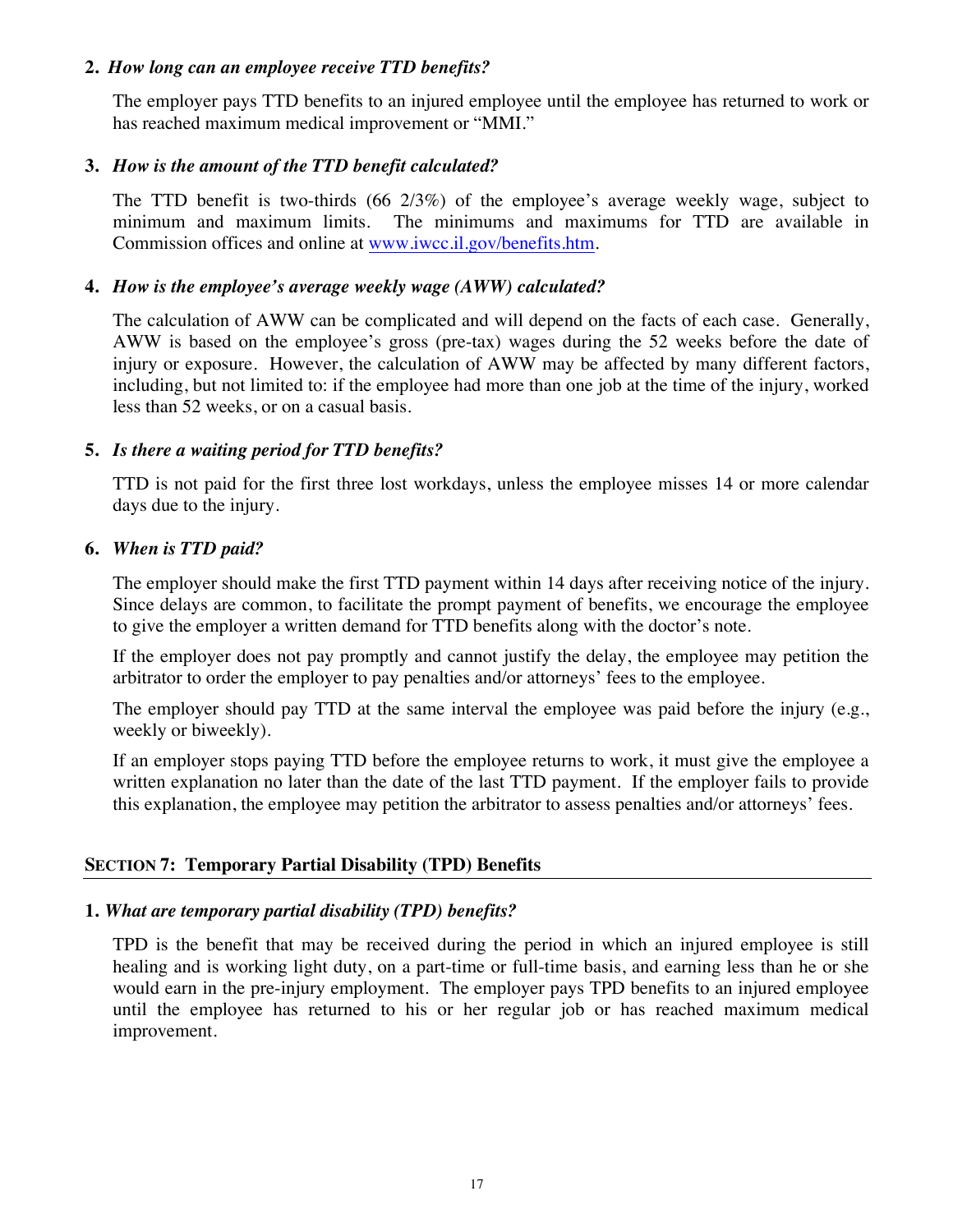**2.** ***How long can an employee receive TTD benefits?***

The employer pays TTD benefits to an injured employee until the employee has returned to work or has reached maximum medical improvement or "MMI."

**3.** ***How is the amount of the TTD benefit calculated?***

The TTD benefit is two-thirds (66 2/3%) of the employee's average weekly wage, subject to minimum and maximum limits. The minimums and maximums for TTD are available in Commission offices and online at [www.iwcc.il.gov/benefits.htm](http://www.iwcc.il.gov/benefits.htm).

**4.** ***How is the employee's average weekly wage (AWW) calculated?***

The calculation of AWW can be complicated and will depend on the facts of each case. Generally, AWW is based on the employee's gross (pre-tax) wages during the 52 weeks before the date of injury or exposure. However, the calculation of AWW may be affected by many different factors, including, but not limited to: if the employee had more than one job at the time of the injury, worked less than 52 weeks, or on a casual basis.

**5.** ***Is there a waiting period for TTD benefits?***

TTD is not paid for the first three lost workdays, unless the employee misses 14 or more calendar days due to the injury.

**6.** ***When is TTD paid?***

The employer should make the first TTD payment within 14 days after receiving notice of the injury. Since delays are common, to facilitate the prompt payment of benefits, we encourage the employee to give the employer a written demand for TTD benefits along with the doctor's note.

If the employer does not pay promptly and cannot justify the delay, the employee may petition the arbitrator to order the employer to pay penalties and/or attorneys' fees to the employee.

The employer should pay TTD at the same interval the employee was paid before the injury (e.g., weekly or biweekly).

If an employer stops paying TTD before the employee returns to work, it must give the employee a written explanation no later than the date of the last TTD payment. If the employer fails to provide this explanation, the employee may petition the arbitrator to assess penalties and/or attorneys' fees.

## SECTION 7: Temporary Partial Disability (TPD) Benefits

**1.** ***What are temporary partial disability (TPD) benefits?***

TPD is the benefit that may be received during the period in which an injured employee is still healing and is working light duty, on a part-time or full-time basis, and earning less than he or she would earn in the pre-injury employment. The employer pays TPD benefits to an injured employee until the employee has returned to his or her regular job or has reached maximum medical improvement.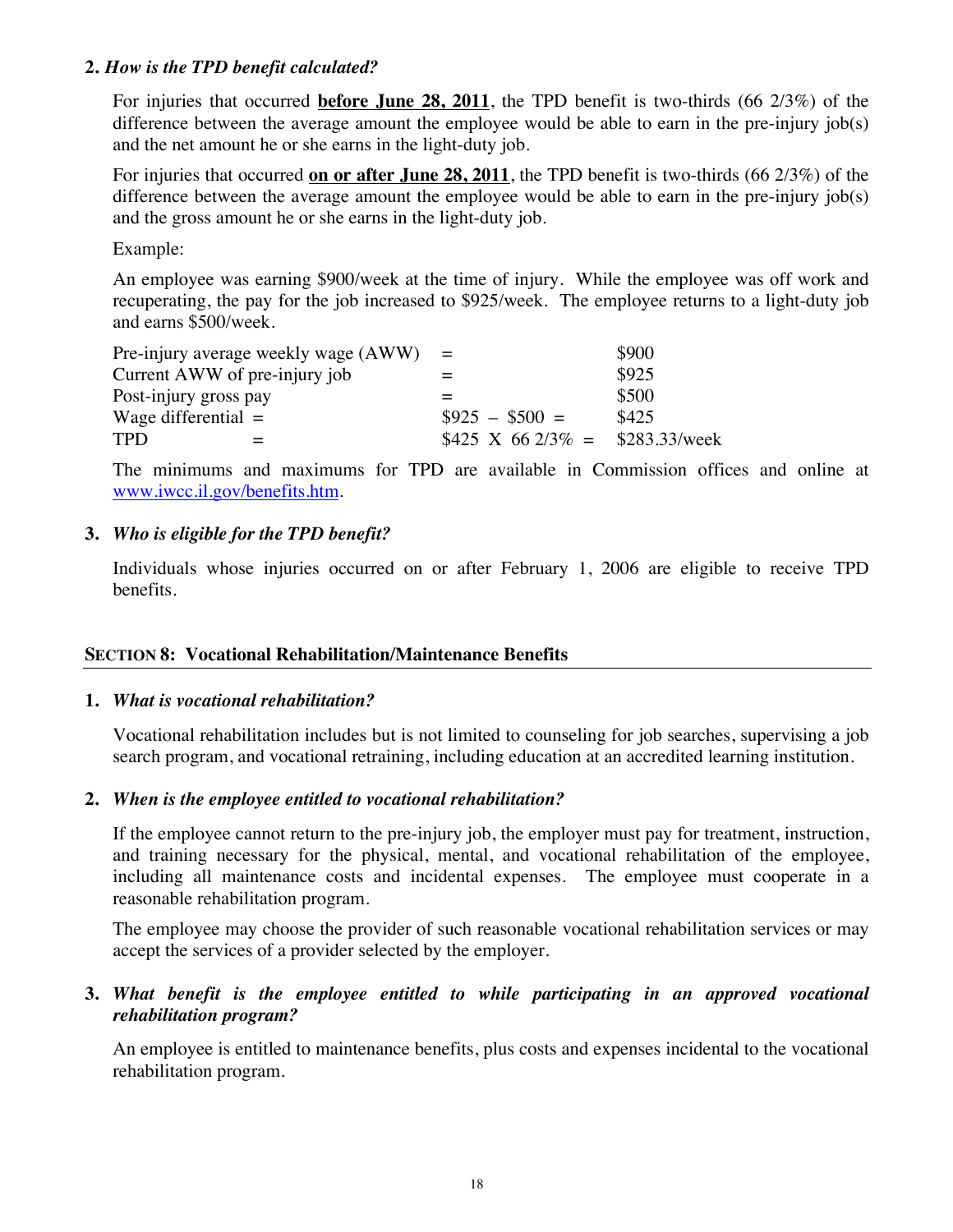**2.** ***How is the TPD benefit calculated?***

For injuries that occurred **before June 28, 2011**, the TPD benefit is two-thirds (66 2/3%) of the difference between the average amount the employee would be able to earn in the pre-injury job(s) and the net amount he or she earns in the light-duty job.

For injuries that occurred **on or after June 28, 2011**, the TPD benefit is two-thirds (66 2/3%) of the difference between the average amount the employee would be able to earn in the pre-injury job(s) and the gross amount he or she earns in the light-duty job.

Example:

An employee was earning $900/week at the time of injury. While the employee was off work and recuperating, the pay for the job increased to $925/week. The employee returns to a light-duty job and earns $500/week.

| | | |
|---|---|---|
| Pre-injury average weekly wage (AWW) | = | $900 |
| Current AWW of pre-injury job | = | $925 |
| Post-injury gross pay | = | $500 |
| Wage differential = | $925 – $500 = | $425 |
| TPD = | $425 X 66 2/3% = | $283.33/week |

The minimums and maximums for TPD are available in Commission offices and online at www.iwcc.il.gov/benefits.htm.

**3.** ***Who is eligible for the TPD benefit?***

Individuals whose injuries occurred on or after February 1, 2006 are eligible to receive TPD benefits.

## SECTION 8: Vocational Rehabilitation/Maintenance Benefits

**1.** ***What is vocational rehabilitation?***

Vocational rehabilitation includes but is not limited to counseling for job searches, supervising a job search program, and vocational retraining, including education at an accredited learning institution.

**2.** ***When is the employee entitled to vocational rehabilitation?***

If the employee cannot return to the pre-injury job, the employer must pay for treatment, instruction, and training necessary for the physical, mental, and vocational rehabilitation of the employee, including all maintenance costs and incidental expenses. The employee must cooperate in a reasonable rehabilitation program.

The employee may choose the provider of such reasonable vocational rehabilitation services or may accept the services of a provider selected by the employer.

**3.** ***What benefit is the employee entitled to while participating in an approved vocational rehabilitation program?***

An employee is entitled to maintenance benefits, plus costs and expenses incidental to the vocational rehabilitation program.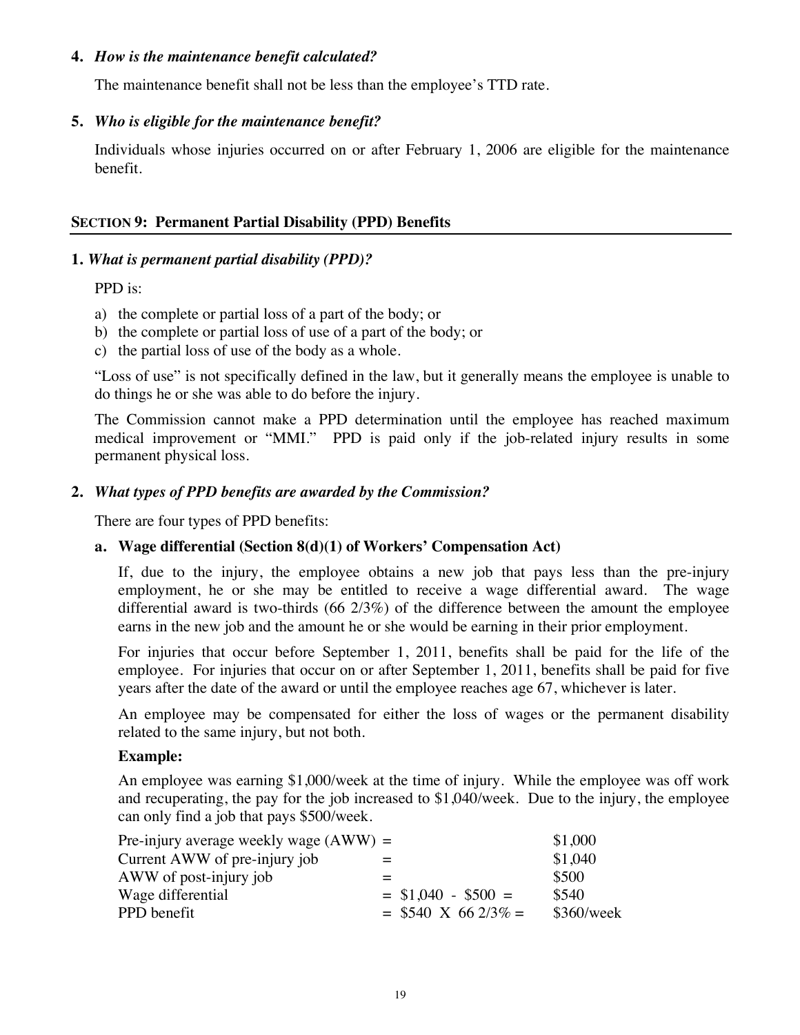**4.** ***How is the maintenance benefit calculated?***

The maintenance benefit shall not be less than the employee's TTD rate.

**5.** ***Who is eligible for the maintenance benefit?***

Individuals whose injuries occurred on or after February 1, 2006 are eligible for the maintenance benefit.

## SECTION 9: Permanent Partial Disability (PPD) Benefits

**1.** ***What is permanent partial disability (PPD)?***

PPD is:

a) the complete or partial loss of a part of the body; or
b) the complete or partial loss of use of a part of the body; or
c) the partial loss of use of the body as a whole.

"Loss of use" is not specifically defined in the law, but it generally means the employee is unable to do things he or she was able to do before the injury.

The Commission cannot make a PPD determination until the employee has reached maximum medical improvement or "MMI." PPD is paid only if the job-related injury results in some permanent physical loss.

**2.** ***What types of PPD benefits are awarded by the Commission?***

There are four types of PPD benefits:

**a. Wage differential (Section 8(d)(1) of Workers' Compensation Act)**

If, due to the injury, the employee obtains a new job that pays less than the pre-injury employment, he or she may be entitled to receive a wage differential award. The wage differential award is two-thirds (66 2/3%) of the difference between the amount the employee earns in the new job and the amount he or she would be earning in their prior employment.

For injuries that occur before September 1, 2011, benefits shall be paid for the life of the employee. For injuries that occur on or after September 1, 2011, benefits shall be paid for five years after the date of the award or until the employee reaches age 67, whichever is later.

An employee may be compensated for either the loss of wages or the permanent disability related to the same injury, but not both.

**Example:**

An employee was earning $1,000/week at the time of injury. While the employee was off work and recuperating, the pay for the job increased to $1,040/week. Due to the injury, the employee can only find a job that pays $500/week.

| | | |
|---|---|---|
| Pre-injury average weekly wage (AWW) | = | $1,000 |
| Current AWW of pre-injury job | = | $1,040 |
| AWW of post-injury job | = | $500 |
| Wage differential | = $1,040 - $500 = | $540 |
| PPD benefit | = $540 X 66 2/3% = | $360/week |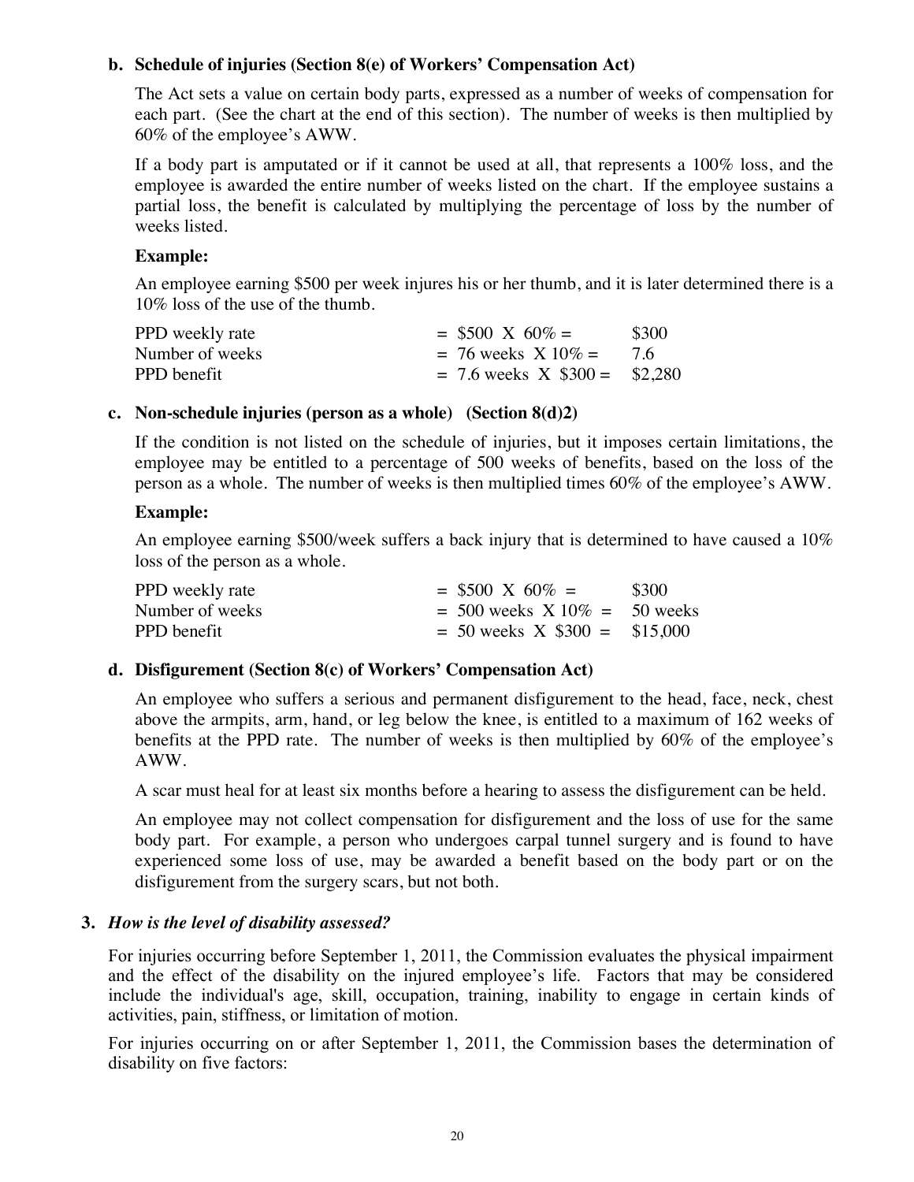**b. Schedule of injuries (Section 8(e) of Workers' Compensation Act)**

The Act sets a value on certain body parts, expressed as a number of weeks of compensation for each part. (See the chart at the end of this section). The number of weeks is then multiplied by 60% of the employee's AWW.

If a body part is amputated or if it cannot be used at all, that represents a 100% loss, and the employee is awarded the entire number of weeks listed on the chart. If the employee sustains a partial loss, the benefit is calculated by multiplying the percentage of loss by the number of weeks listed.

**Example:**

An employee earning $500 per week injures his or her thumb, and it is later determined there is a 10% loss of the use of the thumb.

| | | |
|---|---|---|
| PPD weekly rate | = $500 X 60% = | $300 |
| Number of weeks | = 76 weeks X 10% = | 7.6 |
| PPD benefit | = 7.6 weeks X $300 = | $2,280 |

**c. Non-schedule injuries (person as a whole) (Section 8(d)2)**

If the condition is not listed on the schedule of injuries, but it imposes certain limitations, the employee may be entitled to a percentage of 500 weeks of benefits, based on the loss of the person as a whole. The number of weeks is then multiplied times 60% of the employee's AWW.

**Example:**

An employee earning $500/week suffers a back injury that is determined to have caused a 10% loss of the person as a whole.

| | | |
|---|---|---|
| PPD weekly rate | = $500 X 60% = | $300 |
| Number of weeks | = 500 weeks X 10% = | 50 weeks |
| PPD benefit | = 50 weeks X $300 = | $15,000 |

**d. Disfigurement (Section 8(c) of Workers' Compensation Act)**

An employee who suffers a serious and permanent disfigurement to the head, face, neck, chest above the armpits, arm, hand, or leg below the knee, is entitled to a maximum of 162 weeks of benefits at the PPD rate. The number of weeks is then multiplied by 60% of the employee's AWW.

A scar must heal for at least six months before a hearing to assess the disfigurement can be held.

An employee may not collect compensation for disfigurement and the loss of use for the same body part. For example, a person who undergoes carpal tunnel surgery and is found to have experienced some loss of use, may be awarded a benefit based on the body part or on the disfigurement from the surgery scars, but not both.

**3. *How is the level of disability assessed?***

For injuries occurring before September 1, 2011, the Commission evaluates the physical impairment and the effect of the disability on the injured employee's life. Factors that may be considered include the individual's age, skill, occupation, training, inability to engage in certain kinds of activities, pain, stiffness, or limitation of motion.

For injuries occurring on or after September 1, 2011, the Commission bases the determination of disability on five factors: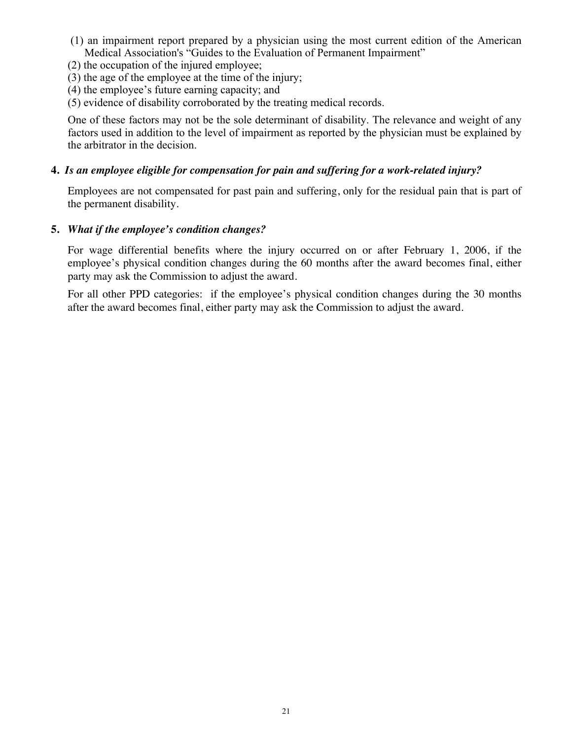(1) an impairment report prepared by a physician using the most current edition of the American Medical Association's "Guides to the Evaluation of Permanent Impairment"
(2) the occupation of the injured employee;
(3) the age of the employee at the time of the injury;
(4) the employee's future earning capacity; and
(5) evidence of disability corroborated by the treating medical records.

One of these factors may not be the sole determinant of disability. The relevance and weight of any factors used in addition to the level of impairment as reported by the physician must be explained by the arbitrator in the decision.

**4.** ***Is an employee eligible for compensation for pain and suffering for a work-related injury?***

Employees are not compensated for past pain and suffering, only for the residual pain that is part of the permanent disability.

**5.** ***What if the employee's condition changes?***

For wage differential benefits where the injury occurred on or after February 1, 2006, if the employee's physical condition changes during the 60 months after the award becomes final, either party may ask the Commission to adjust the award.

For all other PPD categories: if the employee's physical condition changes during the 30 months after the award becomes final, either party may ask the Commission to adjust the award.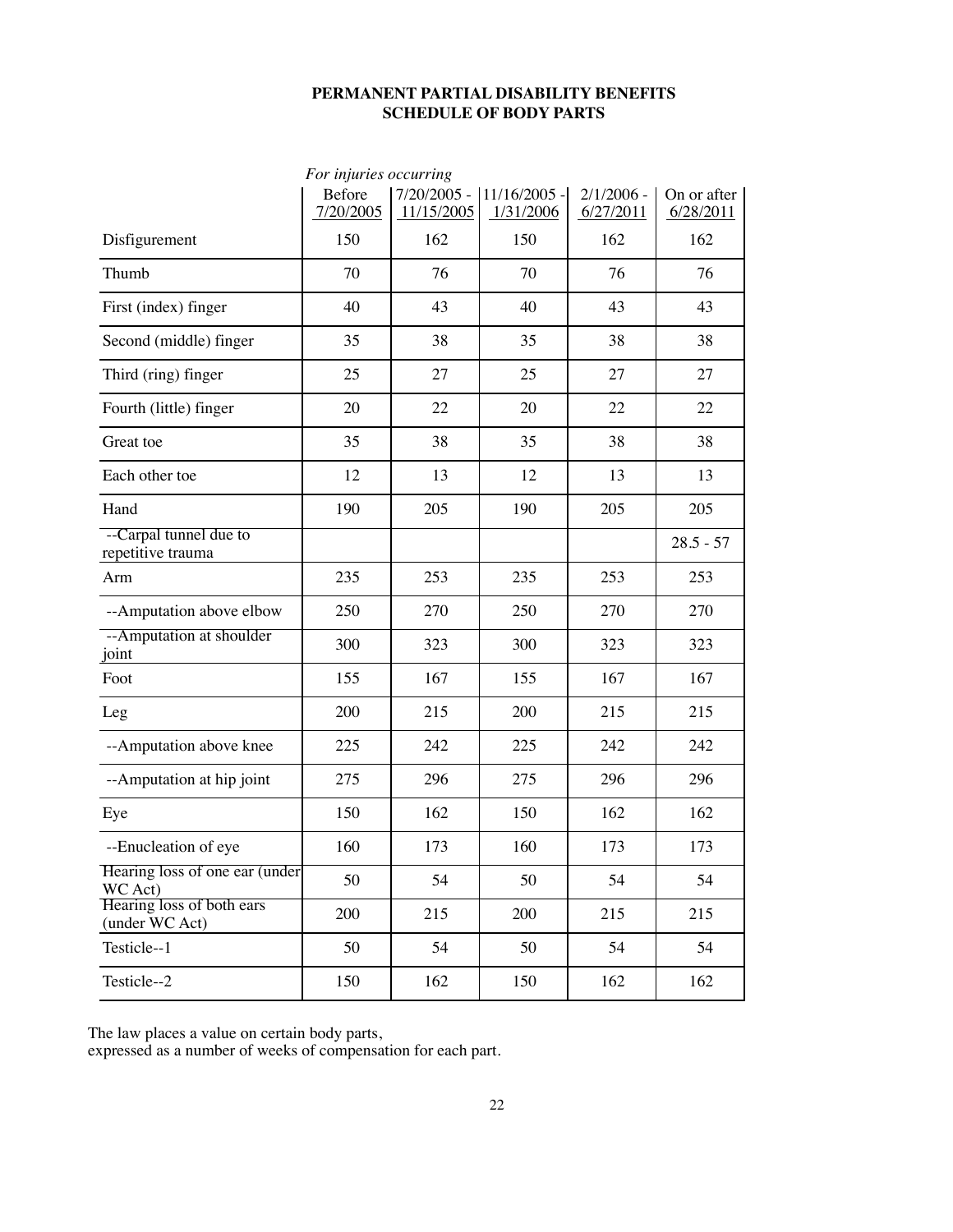**PERMANENT PARTIAL DISABILITY BENEFITS**
**SCHEDULE OF BODY PARTS**

| | *For injuries occurring* | | | | |
|---|---|---|---|---|---|
| | Before 7/20/2005 | 7/20/2005 - 11/15/2005 | 11/16/2005 - 1/31/2006 | 2/1/2006 - 6/27/2011 | On or after 6/28/2011 |
| Disfigurement | 150 | 162 | 150 | 162 | 162 |
| Thumb | 70 | 76 | 70 | 76 | 76 |
| First (index) finger | 40 | 43 | 40 | 43 | 43 |
| Second (middle) finger | 35 | 38 | 35 | 38 | 38 |
| Third (ring) finger | 25 | 27 | 25 | 27 | 27 |
| Fourth (little) finger | 20 | 22 | 20 | 22 | 22 |
| Great toe | 35 | 38 | 35 | 38 | 38 |
| Each other toe | 12 | 13 | 12 | 13 | 13 |
| Hand | 190 | 205 | 190 | 205 | 205 |
| --Carpal tunnel due to repetitive trauma | | | | | 28.5 - 57 |
| Arm | 235 | 253 | 235 | 253 | 253 |
| --Amputation above elbow | 250 | 270 | 250 | 270 | 270 |
| --Amputation at shoulder joint | 300 | 323 | 300 | 323 | 323 |
| Foot | 155 | 167 | 155 | 167 | 167 |
| Leg | 200 | 215 | 200 | 215 | 215 |
| --Amputation above knee | 225 | 242 | 225 | 242 | 242 |
| --Amputation at hip joint | 275 | 296 | 275 | 296 | 296 |
| Eye | 150 | 162 | 150 | 162 | 162 |
| --Enucleation of eye | 160 | 173 | 160 | 173 | 173 |
| Hearing loss of one ear (under WC Act) | 50 | 54 | 50 | 54 | 54 |
| Hearing loss of both ears (under WC Act) | 200 | 215 | 200 | 215 | 215 |
| Testicle--1 | 50 | 54 | 50 | 54 | 54 |
| Testicle--2 | 150 | 162 | 150 | 162 | 162 |

The law places a value on certain body parts,
expressed as a number of weeks of compensation for each part.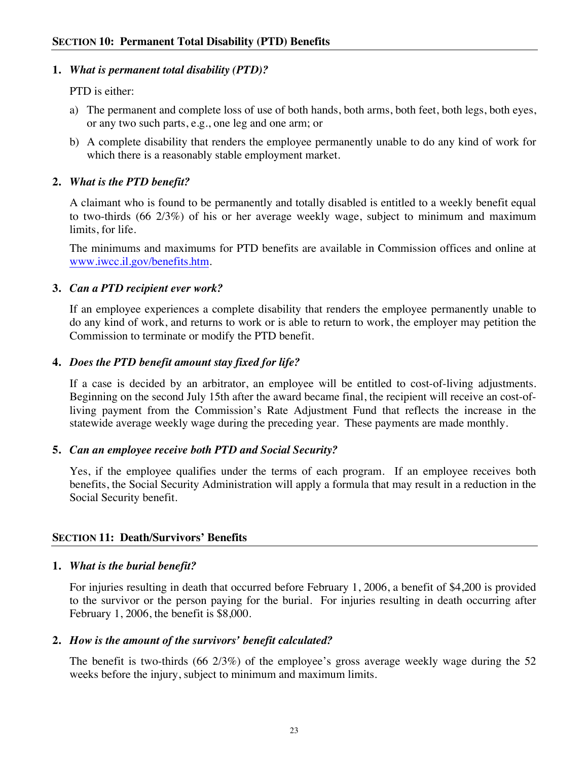## SECTION 10: Permanent Total Disability (PTD) Benefits

**1. *What is permanent total disability (PTD)?***

PTD is either:

a) The permanent and complete loss of use of both hands, both arms, both feet, both legs, both eyes, or any two such parts, e.g., one leg and one arm; or

b) A complete disability that renders the employee permanently unable to do any kind of work for which there is a reasonably stable employment market.

**2. *What is the PTD benefit?***

A claimant who is found to be permanently and totally disabled is entitled to a weekly benefit equal to two-thirds (66 2/3%) of his or her average weekly wage, subject to minimum and maximum limits, for life.

The minimums and maximums for PTD benefits are available in Commission offices and online at www.iwcc.il.gov/benefits.htm.

**3. *Can a PTD recipient ever work?***

If an employee experiences a complete disability that renders the employee permanently unable to do any kind of work, and returns to work or is able to return to work, the employer may petition the Commission to terminate or modify the PTD benefit.

**4. *Does the PTD benefit amount stay fixed for life?***

If a case is decided by an arbitrator, an employee will be entitled to cost-of-living adjustments. Beginning on the second July 15th after the award became final, the recipient will receive an cost-of-living payment from the Commission's Rate Adjustment Fund that reflects the increase in the statewide average weekly wage during the preceding year. These payments are made monthly.

**5. *Can an employee receive both PTD and Social Security?***

Yes, if the employee qualifies under the terms of each program. If an employee receives both benefits, the Social Security Administration will apply a formula that may result in a reduction in the Social Security benefit.

## SECTION 11: Death/Survivors' Benefits

**1. *What is the burial benefit?***

For injuries resulting in death that occurred before February 1, 2006, a benefit of $4,200 is provided to the survivor or the person paying for the burial. For injuries resulting in death occurring after February 1, 2006, the benefit is $8,000.

**2. *How is the amount of the survivors' benefit calculated?***

The benefit is two-thirds (66 2/3%) of the employee's gross average weekly wage during the 52 weeks before the injury, subject to minimum and maximum limits.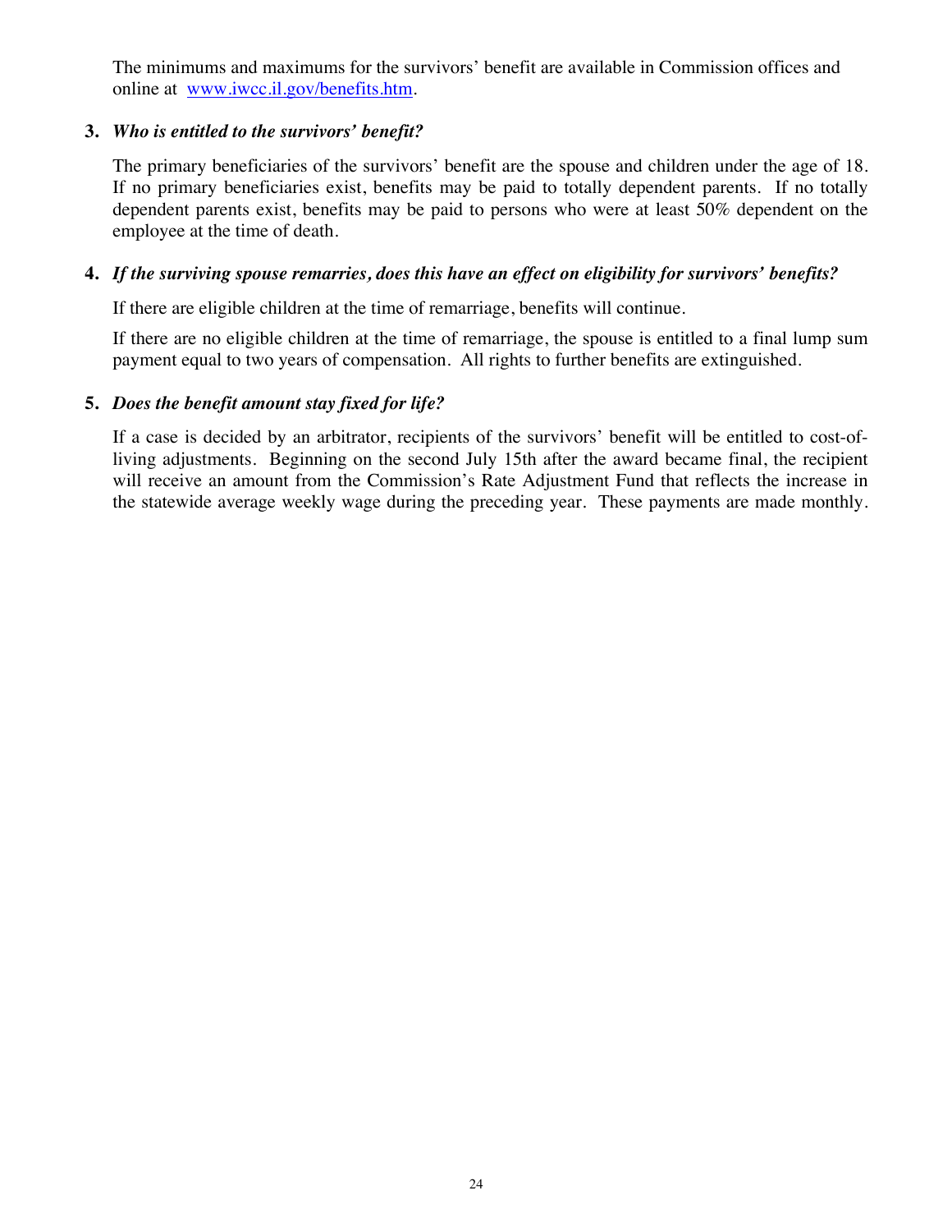The minimums and maximums for the survivors' benefit are available in Commission offices and online at [www.iwcc.il.gov/benefits.htm](http://www.iwcc.il.gov/benefits.htm).

**3.** ***Who is entitled to the survivors' benefit?***

The primary beneficiaries of the survivors' benefit are the spouse and children under the age of 18. If no primary beneficiaries exist, benefits may be paid to totally dependent parents. If no totally dependent parents exist, benefits may be paid to persons who were at least 50% dependent on the employee at the time of death.

**4.** ***If the surviving spouse remarries, does this have an effect on eligibility for survivors' benefits?***

If there are eligible children at the time of remarriage, benefits will continue.

If there are no eligible children at the time of remarriage, the spouse is entitled to a final lump sum payment equal to two years of compensation. All rights to further benefits are extinguished.

**5.** ***Does the benefit amount stay fixed for life?***

If a case is decided by an arbitrator, recipients of the survivors' benefit will be entitled to cost-of-living adjustments. Beginning on the second July 15th after the award became final, the recipient will receive an amount from the Commission's Rate Adjustment Fund that reflects the increase in the statewide average weekly wage during the preceding year. These payments are made monthly.